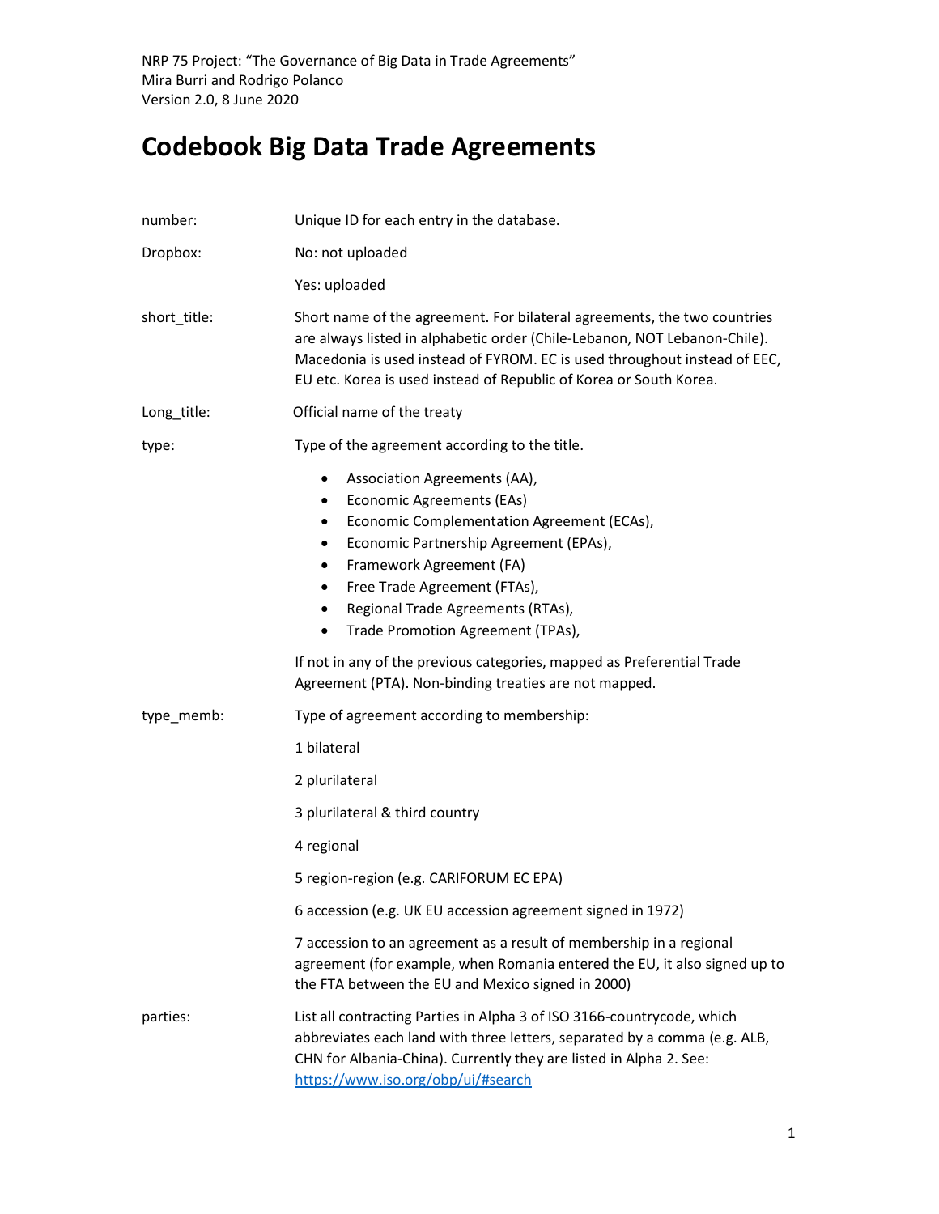NRP 75 Project: "The Governance of Big Data in Trade Agreements"
Mira Burri and Rodrigo Polanco
Version 2.0, 8 June 2020

# Codebook Big Data Trade Agreements

**number:** Unique ID for each entry in the database.

**Dropbox:** No: not uploaded

Yes: uploaded

**short_title:** Short name of the agreement. For bilateral agreements, the two countries are always listed in alphabetic order (Chile-Lebanon, NOT Lebanon-Chile). Macedonia is used instead of FYROM. EC is used throughout instead of EEC, EU etc. Korea is used instead of Republic of Korea or South Korea.

**Long_title:** Official name of the treaty

**type:** Type of the agreement according to the title.

- Association Agreements (AA),
- Economic Agreements (EAs)
- Economic Complementation Agreement (ECAs),
- Economic Partnership Agreement (EPAs),
- Framework Agreement (FA)
- Free Trade Agreement (FTAs),
- Regional Trade Agreements (RTAs),
- Trade Promotion Agreement (TPAs),

If not in any of the previous categories, mapped as Preferential Trade Agreement (PTA). Non-binding treaties are not mapped.

**type_memb:** Type of agreement according to membership:

1 bilateral

2 plurilateral

3 plurilateral & third country

4 regional

5 region-region (e.g. CARIFORUM EC EPA)

6 accession (e.g. UK EU accession agreement signed in 1972)

7 accession to an agreement as a result of membership in a regional agreement (for example, when Romania entered the EU, it also signed up to the FTA between the EU and Mexico signed in 2000)

**parties:** List all contracting Parties in Alpha 3 of ISO 3166-countrycode, which abbreviates each land with three letters, separated by a comma (e.g. ALB, CHN for Albania-China). Currently they are listed in Alpha 2. See: https://www.iso.org/obp/ui/#search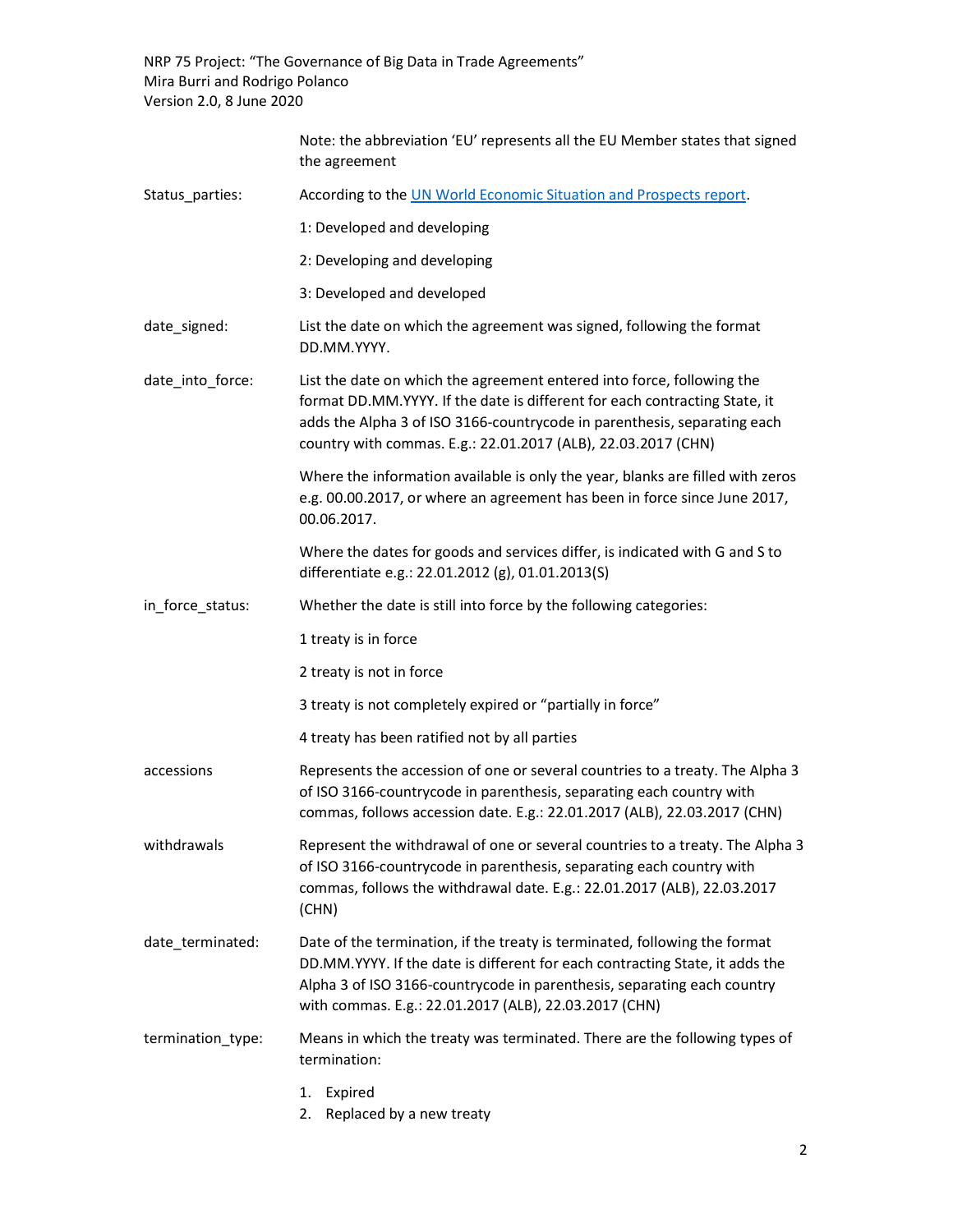Note: the abbreviation 'EU' represents all the EU Member states that signed the agreement

**Status_parties:** According to the [UN World Economic Situation and Prospects report](https://www.un.org/development/desa/dpad/document_gem/global-economic-monitoring-unit/world-economic-situation-and-prospects-wesp-report/).

1: Developed and developing

2: Developing and developing

3: Developed and developed

**date_signed:** List the date on which the agreement was signed, following the format DD.MM.YYYY.

**date_into_force:** List the date on which the agreement entered into force, following the format DD.MM.YYYY. If the date is different for each contracting State, it adds the Alpha 3 of ISO 3166-countrycode in parenthesis, separating each country with commas. E.g.: 22.01.2017 (ALB), 22.03.2017 (CHN)

Where the information available is only the year, blanks are filled with zeros e.g. 00.00.2017, or where an agreement has been in force since June 2017, 00.06.2017.

Where the dates for goods and services differ, is indicated with G and S to differentiate e.g.: 22.01.2012 (g), 01.01.2013(S)

**in_force_status:** Whether the date is still into force by the following categories:

1 treaty is in force

2 treaty is not in force

3 treaty is not completely expired or "partially in force"

4 treaty has been ratified not by all parties

**accessions** Represents the accession of one or several countries to a treaty. The Alpha 3 of ISO 3166-countrycode in parenthesis, separating each country with commas, follows accession date. E.g.: 22.01.2017 (ALB), 22.03.2017 (CHN)

**withdrawals** Represent the withdrawal of one or several countries to a treaty. The Alpha 3 of ISO 3166-countrycode in parenthesis, separating each country with commas, follows the withdrawal date. E.g.: 22.01.2017 (ALB), 22.03.2017 (CHN)

**date_terminated:** Date of the termination, if the treaty is terminated, following the format DD.MM.YYYY. If the date is different for each contracting State, it adds the Alpha 3 of ISO 3166-countrycode in parenthesis, separating each country with commas. E.g.: 22.01.2017 (ALB), 22.03.2017 (CHN)

**termination_type:** Means in which the treaty was terminated. There are the following types of termination:

1. Expired
2. Replaced by a new treaty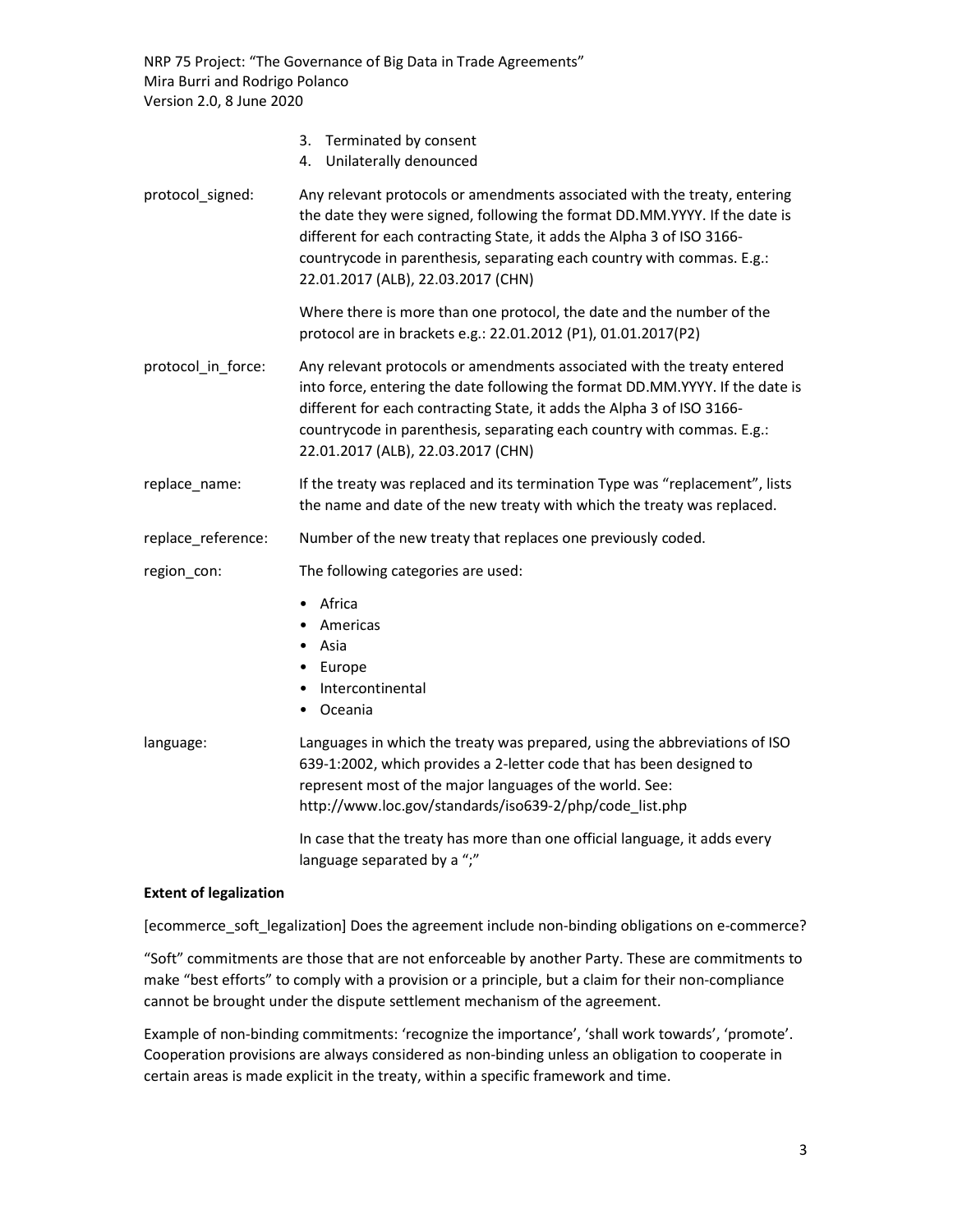3. Terminated by consent
4. Unilaterally denounced

protocol_signed: Any relevant protocols or amendments associated with the treaty, entering the date they were signed, following the format DD.MM.YYYY. If the date is different for each contracting State, it adds the Alpha 3 of ISO 3166-countrycode in parenthesis, separating each country with commas. E.g.: 22.01.2017 (ALB), 22.03.2017 (CHN)

Where there is more than one protocol, the date and the number of the protocol are in brackets e.g.: 22.01.2012 (P1), 01.01.2017(P2)

protocol_in_force: Any relevant protocols or amendments associated with the treaty entered into force, entering the date following the format DD.MM.YYYY. If the date is different for each contracting State, it adds the Alpha 3 of ISO 3166-countrycode in parenthesis, separating each country with commas. E.g.: 22.01.2017 (ALB), 22.03.2017 (CHN)

replace_name: If the treaty was replaced and its termination Type was "replacement", lists the name and date of the new treaty with which the treaty was replaced.

replace_reference: Number of the new treaty that replaces one previously coded.

region_con: The following categories are used:

- Africa
- Americas
- Asia
- Europe
- Intercontinental
- Oceania

language: Languages in which the treaty was prepared, using the abbreviations of ISO 639-1:2002, which provides a 2-letter code that has been designed to represent most of the major languages of the world. See: http://www.loc.gov/standards/iso639-2/php/code_list.php

In case that the treaty has more than one official language, it adds every language separated by a ";"

**Extent of legalization**

[ecommerce_soft_legalization] Does the agreement include non-binding obligations on e-commerce?

"Soft" commitments are those that are not enforceable by another Party. These are commitments to make "best efforts" to comply with a provision or a principle, but a claim for their non-compliance cannot be brought under the dispute settlement mechanism of the agreement.

Example of non-binding commitments: 'recognize the importance', 'shall work towards', 'promote'. Cooperation provisions are always considered as non-binding unless an obligation to cooperate in certain areas is made explicit in the treaty, within a specific framework and time.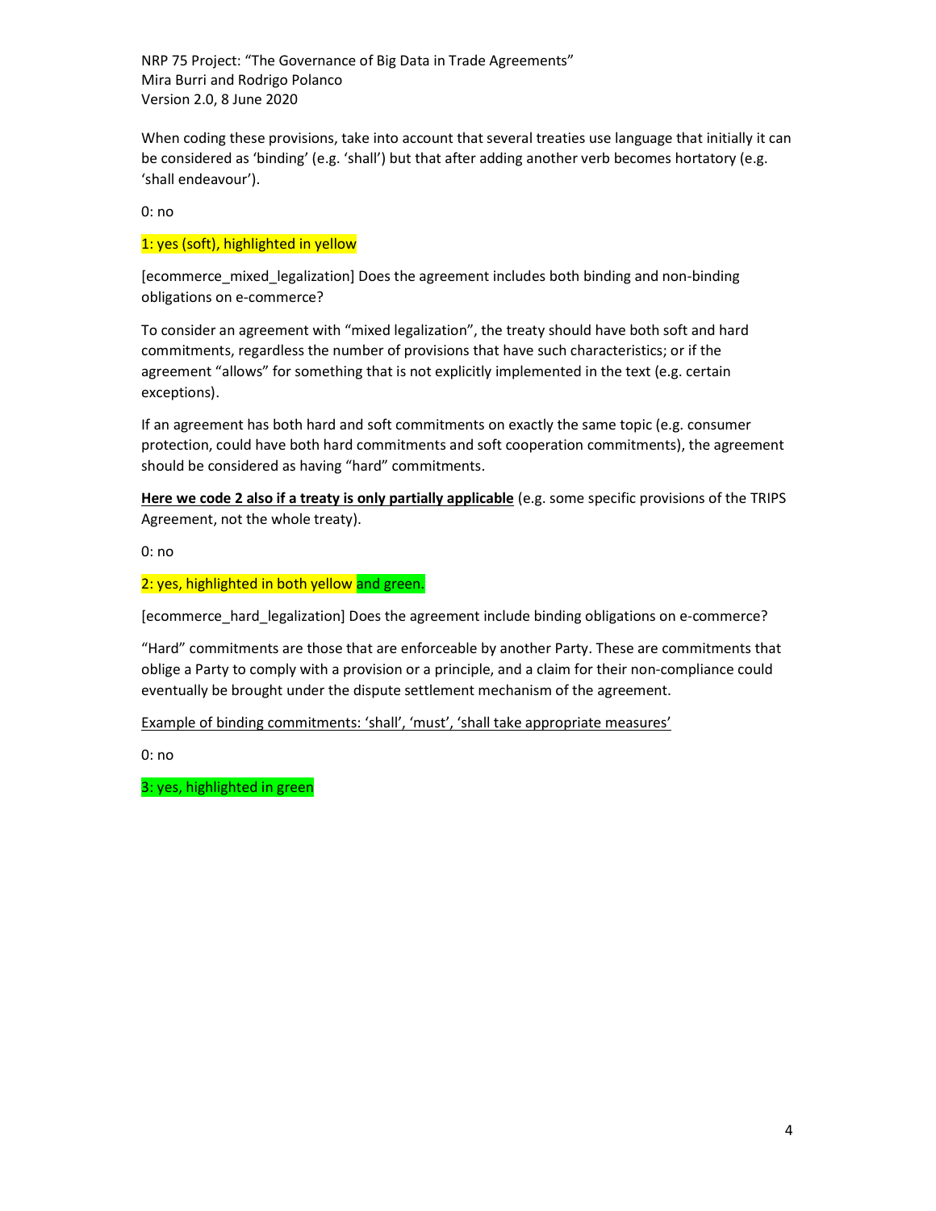When coding these provisions, take into account that several treaties use language that initially it can be considered as 'binding' (e.g. 'shall') but that after adding another verb becomes hortatory (e.g. 'shall endeavour').

0: no

1: yes (soft), highlighted in yellow

[ecommerce_mixed_legalization] Does the agreement includes both binding and non-binding obligations on e-commerce?

To consider an agreement with "mixed legalization", the treaty should have both soft and hard commitments, regardless the number of provisions that have such characteristics; or if the agreement "allows" for something that is not explicitly implemented in the text (e.g. certain exceptions).

If an agreement has both hard and soft commitments on exactly the same topic (e.g. consumer protection, could have both hard commitments and soft cooperation commitments), the agreement should be considered as having "hard" commitments.

<u>**Here we code 2 also if a treaty is only partially applicable**</u> (e.g. some specific provisions of the TRIPS Agreement, not the whole treaty).

0: no

2: yes, highlighted in both yellow and green.

[ecommerce_hard_legalization] Does the agreement include binding obligations on e-commerce?

"Hard" commitments are those that are enforceable by another Party. These are commitments that oblige a Party to comply with a provision or a principle, and a claim for their non-compliance could eventually be brought under the dispute settlement mechanism of the agreement.

<u>Example of binding commitments: 'shall', 'must', 'shall take appropriate measures'</u>

0: no

3: yes, highlighted in green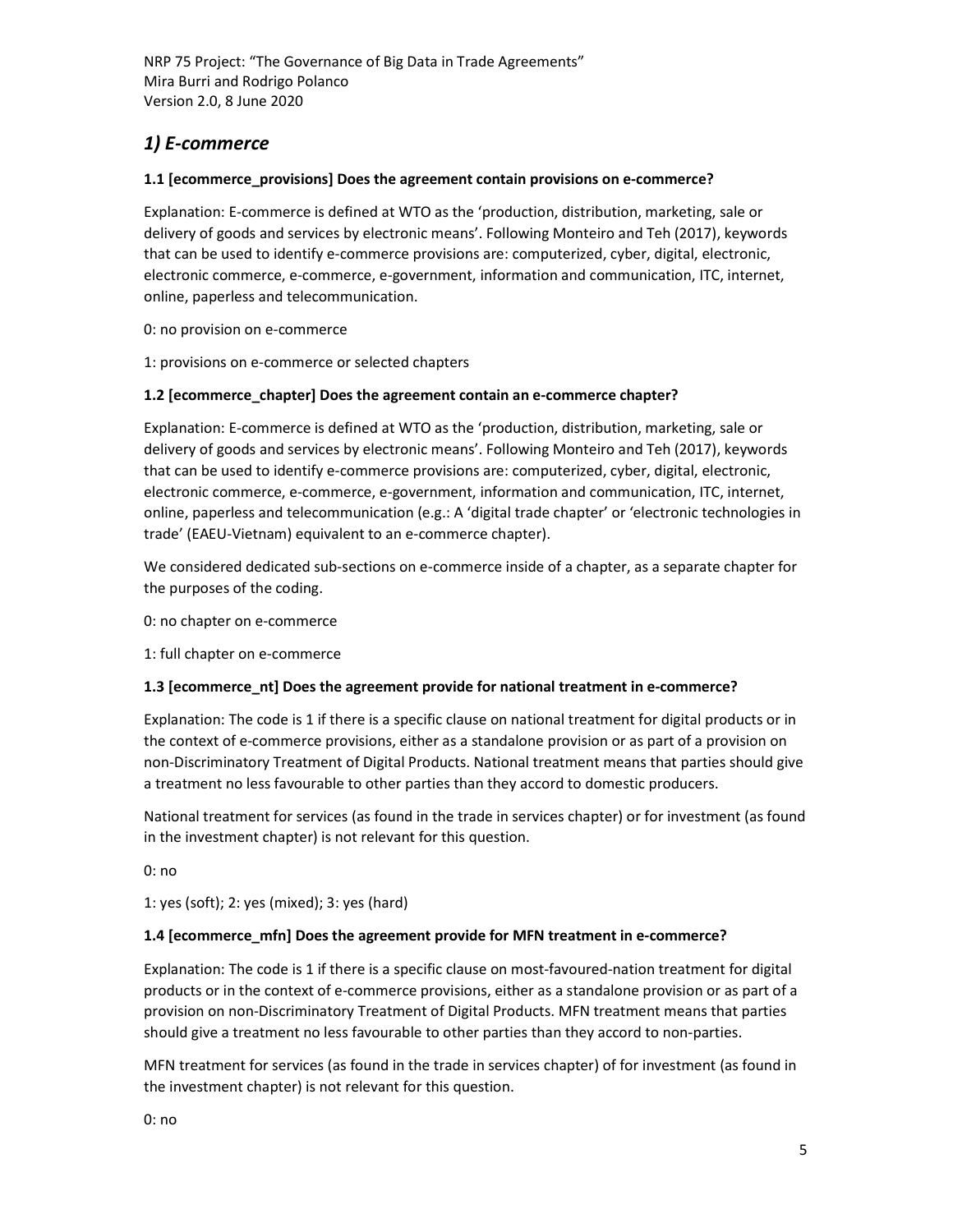## *1) E-commerce*

**1.1 [ecommerce_provisions] Does the agreement contain provisions on e-commerce?**

Explanation: E-commerce is defined at WTO as the 'production, distribution, marketing, sale or delivery of goods and services by electronic means'. Following Monteiro and Teh (2017), keywords that can be used to identify e-commerce provisions are: computerized, cyber, digital, electronic, electronic commerce, e-commerce, e-government, information and communication, ITC, internet, online, paperless and telecommunication.

0: no provision on e-commerce

1: provisions on e-commerce or selected chapters

**1.2 [ecommerce_chapter] Does the agreement contain an e-commerce chapter?**

Explanation: E-commerce is defined at WTO as the 'production, distribution, marketing, sale or delivery of goods and services by electronic means'. Following Monteiro and Teh (2017), keywords that can be used to identify e-commerce provisions are: computerized, cyber, digital, electronic, electronic commerce, e-commerce, e-government, information and communication, ITC, internet, online, paperless and telecommunication (e.g.: A 'digital trade chapter' or 'electronic technologies in trade' (EAEU-Vietnam) equivalent to an e-commerce chapter).

We considered dedicated sub-sections on e-commerce inside of a chapter, as a separate chapter for the purposes of the coding.

0: no chapter on e-commerce

1: full chapter on e-commerce

**1.3 [ecommerce_nt] Does the agreement provide for national treatment in e-commerce?**

Explanation: The code is 1 if there is a specific clause on national treatment for digital products or in the context of e-commerce provisions, either as a standalone provision or as part of a provision on non-Discriminatory Treatment of Digital Products. National treatment means that parties should give a treatment no less favourable to other parties than they accord to domestic producers.

National treatment for services (as found in the trade in services chapter) or for investment (as found in the investment chapter) is not relevant for this question.

0: no

1: yes (soft); 2: yes (mixed); 3: yes (hard)

**1.4 [ecommerce_mfn] Does the agreement provide for MFN treatment in e-commerce?**

Explanation: The code is 1 if there is a specific clause on most-favoured-nation treatment for digital products or in the context of e-commerce provisions, either as a standalone provision or as part of a provision on non-Discriminatory Treatment of Digital Products. MFN treatment means that parties should give a treatment no less favourable to other parties than they accord to non-parties.

MFN treatment for services (as found in the trade in services chapter) of for investment (as found in the investment chapter) is not relevant for this question.

0: no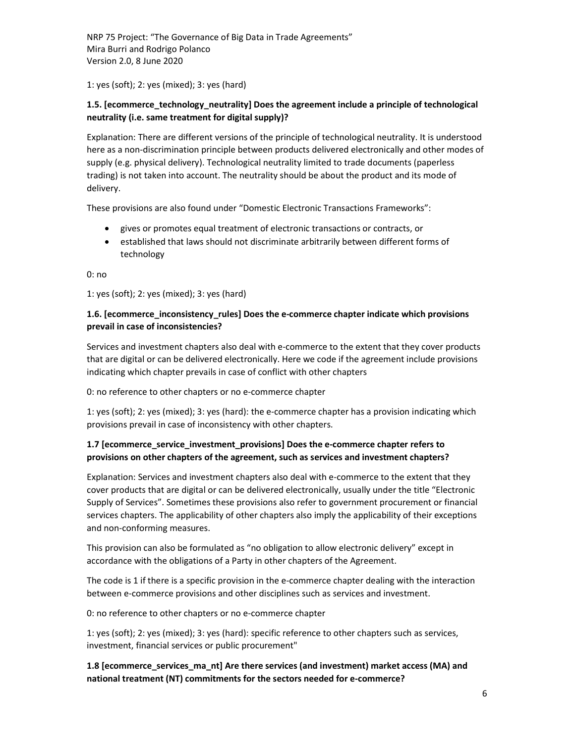1: yes (soft); 2: yes (mixed); 3: yes (hard)

### 1.5. [ecommerce_technology_neutrality] Does the agreement include a principle of technological neutrality (i.e. same treatment for digital supply)?

Explanation: There are different versions of the principle of technological neutrality. It is understood here as a non-discrimination principle between products delivered electronically and other modes of supply (e.g. physical delivery). Technological neutrality limited to trade documents (paperless trading) is not taken into account. The neutrality should be about the product and its mode of delivery.

These provisions are also found under "Domestic Electronic Transactions Frameworks":

- gives or promotes equal treatment of electronic transactions or contracts, or
- established that laws should not discriminate arbitrarily between different forms of technology

0: no

1: yes (soft); 2: yes (mixed); 3: yes (hard)

### 1.6. [ecommerce_inconsistency_rules] Does the e-commerce chapter indicate which provisions prevail in case of inconsistencies?

Services and investment chapters also deal with e-commerce to the extent that they cover products that are digital or can be delivered electronically. Here we code if the agreement include provisions indicating which chapter prevails in case of conflict with other chapters

0: no reference to other chapters or no e-commerce chapter

1: yes (soft); 2: yes (mixed); 3: yes (hard): the e-commerce chapter has a provision indicating which provisions prevail in case of inconsistency with other chapters.

### 1.7 [ecommerce_service_investment_provisions] Does the e-commerce chapter refers to provisions on other chapters of the agreement, such as services and investment chapters?

Explanation: Services and investment chapters also deal with e-commerce to the extent that they cover products that are digital or can be delivered electronically, usually under the title "Electronic Supply of Services". Sometimes these provisions also refer to government procurement or financial services chapters. The applicability of other chapters also imply the applicability of their exceptions and non-conforming measures.

This provision can also be formulated as "no obligation to allow electronic delivery" except in accordance with the obligations of a Party in other chapters of the Agreement.

The code is 1 if there is a specific provision in the e-commerce chapter dealing with the interaction between e-commerce provisions and other disciplines such as services and investment.

0: no reference to other chapters or no e-commerce chapter

1: yes (soft); 2: yes (mixed); 3: yes (hard): specific reference to other chapters such as services, investment, financial services or public procurement"

### 1.8 [ecommerce_services_ma_nt] Are there services (and investment) market access (MA) and national treatment (NT) commitments for the sectors needed for e-commerce?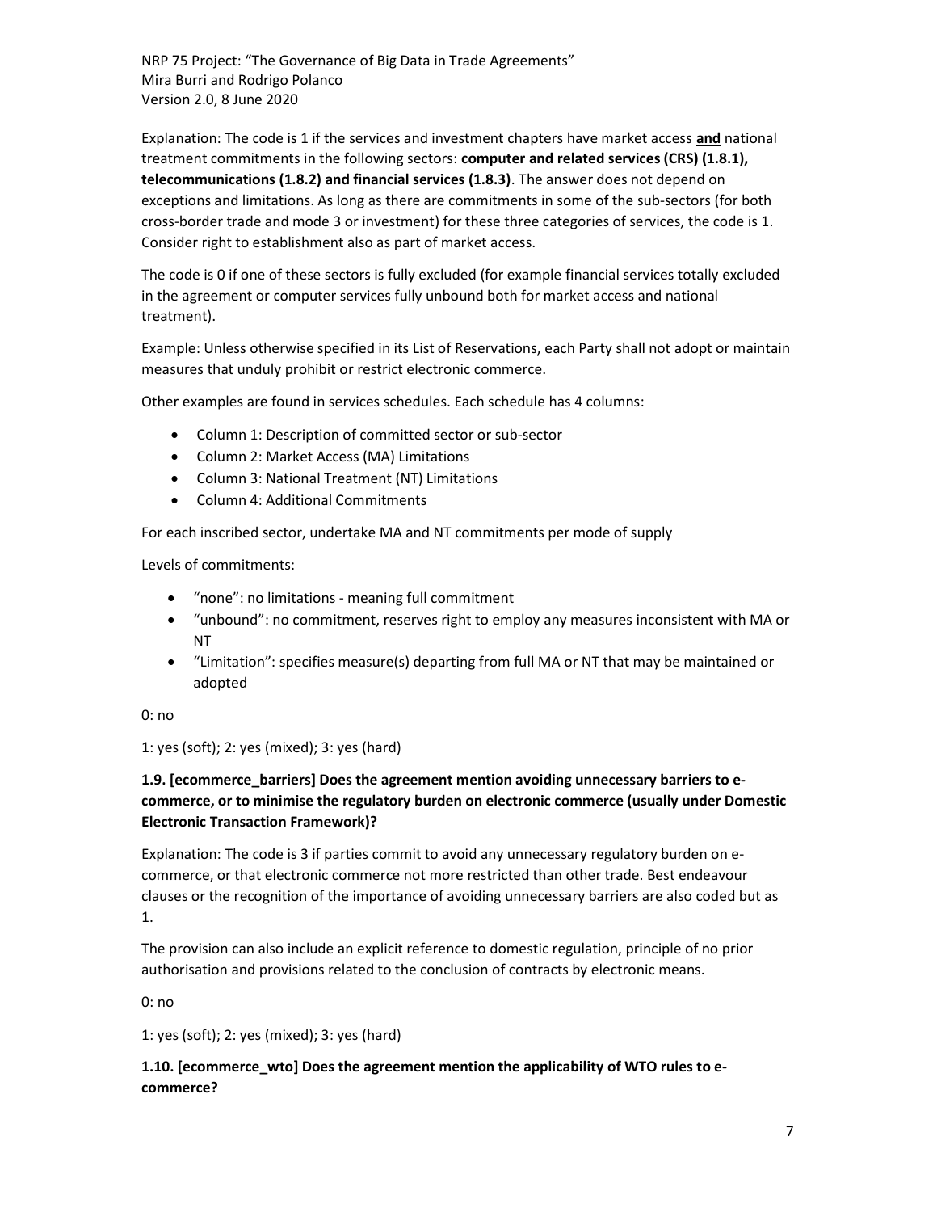Explanation: The code is 1 if the services and investment chapters have market access **and** national treatment commitments in the following sectors: **computer and related services (CRS) (1.8.1), telecommunications (1.8.2) and financial services (1.8.3)**. The answer does not depend on exceptions and limitations. As long as there are commitments in some of the sub-sectors (for both cross-border trade and mode 3 or investment) for these three categories of services, the code is 1. Consider right to establishment also as part of market access.

The code is 0 if one of these sectors is fully excluded (for example financial services totally excluded in the agreement or computer services fully unbound both for market access and national treatment).

Example: Unless otherwise specified in its List of Reservations, each Party shall not adopt or maintain measures that unduly prohibit or restrict electronic commerce.

Other examples are found in services schedules. Each schedule has 4 columns:

- Column 1: Description of committed sector or sub-sector
- Column 2: Market Access (MA) Limitations
- Column 3: National Treatment (NT) Limitations
- Column 4: Additional Commitments

For each inscribed sector, undertake MA and NT commitments per mode of supply

Levels of commitments:

- "none": no limitations - meaning full commitment
- "unbound": no commitment, reserves right to employ any measures inconsistent with MA or NT
- "Limitation": specifies measure(s) departing from full MA or NT that may be maintained or adopted

0: no

1: yes (soft); 2: yes (mixed); 3: yes (hard)

### 1.9. [ecommerce_barriers] Does the agreement mention avoiding unnecessary barriers to e-commerce, or to minimise the regulatory burden on electronic commerce (usually under Domestic Electronic Transaction Framework)?

Explanation: The code is 3 if parties commit to avoid any unnecessary regulatory burden on e-commerce, or that electronic commerce not more restricted than other trade. Best endeavour clauses or the recognition of the importance of avoiding unnecessary barriers are also coded but as 1.

The provision can also include an explicit reference to domestic regulation, principle of no prior authorisation and provisions related to the conclusion of contracts by electronic means.

0: no

1: yes (soft); 2: yes (mixed); 3: yes (hard)

### 1.10. [ecommerce_wto] Does the agreement mention the applicability of WTO rules to e-commerce?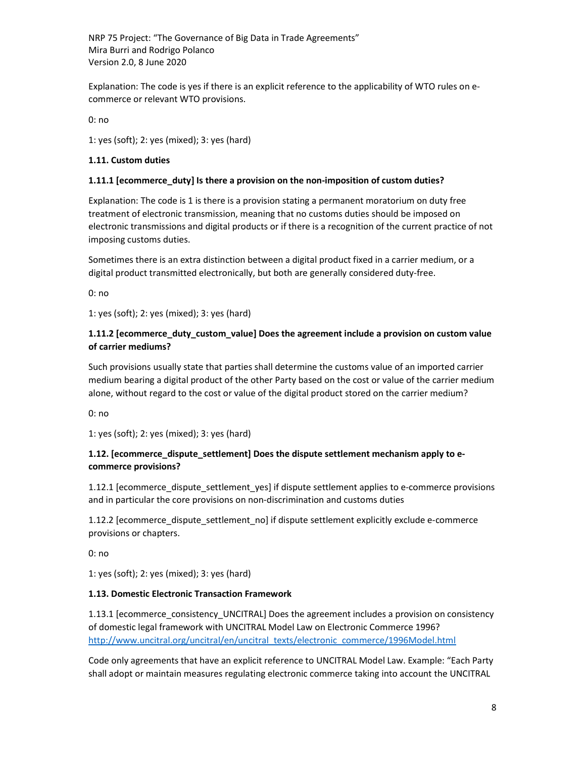Explanation: The code is yes if there is an explicit reference to the applicability of WTO rules on e-commerce or relevant WTO provisions.

0: no

1: yes (soft); 2: yes (mixed); 3: yes (hard)

**1.11. Custom duties**

**1.11.1 [ecommerce_duty] Is there a provision on the non-imposition of custom duties?**

Explanation: The code is 1 is there is a provision stating a permanent moratorium on duty free treatment of electronic transmission, meaning that no customs duties should be imposed on electronic transmissions and digital products or if there is a recognition of the current practice of not imposing customs duties.

Sometimes there is an extra distinction between a digital product fixed in a carrier medium, or a digital product transmitted electronically, but both are generally considered duty-free.

0: no

1: yes (soft); 2: yes (mixed); 3: yes (hard)

**1.11.2 [ecommerce_duty_custom_value] Does the agreement include a provision on custom value of carrier mediums?**

Such provisions usually state that parties shall determine the customs value of an imported carrier medium bearing a digital product of the other Party based on the cost or value of the carrier medium alone, without regard to the cost or value of the digital product stored on the carrier medium?

0: no

1: yes (soft); 2: yes (mixed); 3: yes (hard)

**1.12. [ecommerce_dispute_settlement] Does the dispute settlement mechanism apply to e-commerce provisions?**

1.12.1 [ecommerce_dispute_settlement_yes] if dispute settlement applies to e-commerce provisions and in particular the core provisions on non-discrimination and customs duties

1.12.2 [ecommerce_dispute_settlement_no] if dispute settlement explicitly exclude e-commerce provisions or chapters.

0: no

1: yes (soft); 2: yes (mixed); 3: yes (hard)

**1.13. Domestic Electronic Transaction Framework**

1.13.1 [ecommerce_consistency_UNCITRAL] Does the agreement includes a provision on consistency of domestic legal framework with UNCITRAL Model Law on Electronic Commerce 1996? http://www.uncitral.org/uncitral/en/uncitral_texts/electronic_commerce/1996Model.html

Code only agreements that have an explicit reference to UNCITRAL Model Law. Example: "Each Party shall adopt or maintain measures regulating electronic commerce taking into account the UNCITRAL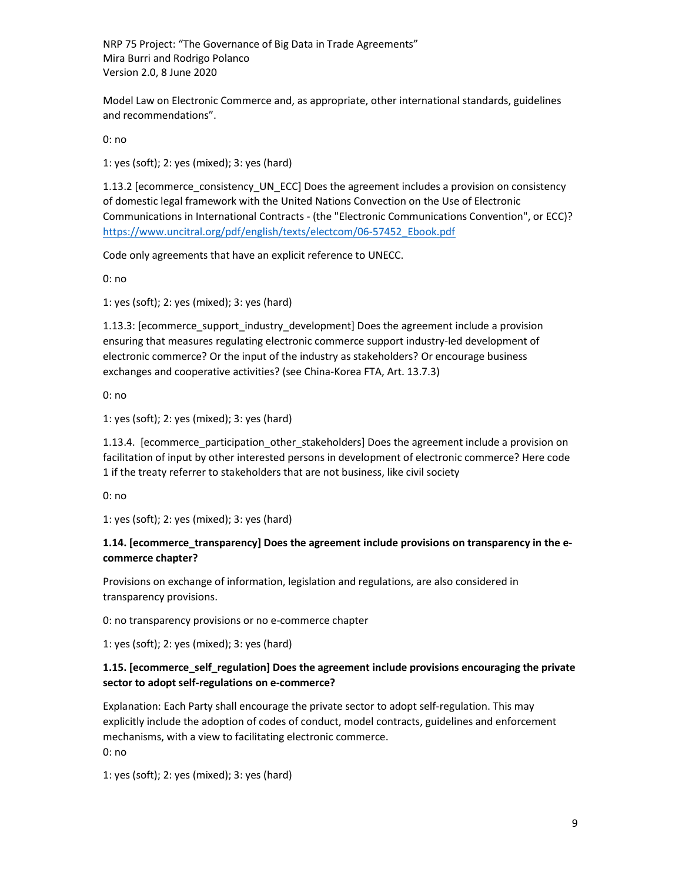Model Law on Electronic Commerce and, as appropriate, other international standards, guidelines and recommendations".

0: no

1: yes (soft); 2: yes (mixed); 3: yes (hard)

1.13.2 [ecommerce_consistency_UN_ECC] Does the agreement includes a provision on consistency of domestic legal framework with the United Nations Convection on the Use of Electronic Communications in International Contracts - (the "Electronic Communications Convention", or ECC)? https://www.uncitral.org/pdf/english/texts/electcom/06-57452_Ebook.pdf

Code only agreements that have an explicit reference to UNECC.

0: no

1: yes (soft); 2: yes (mixed); 3: yes (hard)

1.13.3: [ecommerce_support_industry_development] Does the agreement include a provision ensuring that measures regulating electronic commerce support industry-led development of electronic commerce? Or the input of the industry as stakeholders? Or encourage business exchanges and cooperative activities? (see China-Korea FTA, Art. 13.7.3)

0: no

1: yes (soft); 2: yes (mixed); 3: yes (hard)

1.13.4. [ecommerce_participation_other_stakeholders] Does the agreement include a provision on facilitation of input by other interested persons in development of electronic commerce? Here code 1 if the treaty referrer to stakeholders that are not business, like civil society

0: no

1: yes (soft); 2: yes (mixed); 3: yes (hard)

**1.14. [ecommerce_transparency] Does the agreement include provisions on transparency in the e-commerce chapter?**

Provisions on exchange of information, legislation and regulations, are also considered in transparency provisions.

0: no transparency provisions or no e-commerce chapter

1: yes (soft); 2: yes (mixed); 3: yes (hard)

**1.15. [ecommerce_self_regulation] Does the agreement include provisions encouraging the private sector to adopt self-regulations on e-commerce?**

Explanation: Each Party shall encourage the private sector to adopt self-regulation. This may explicitly include the adoption of codes of conduct, model contracts, guidelines and enforcement mechanisms, with a view to facilitating electronic commerce.

0: no

1: yes (soft); 2: yes (mixed); 3: yes (hard)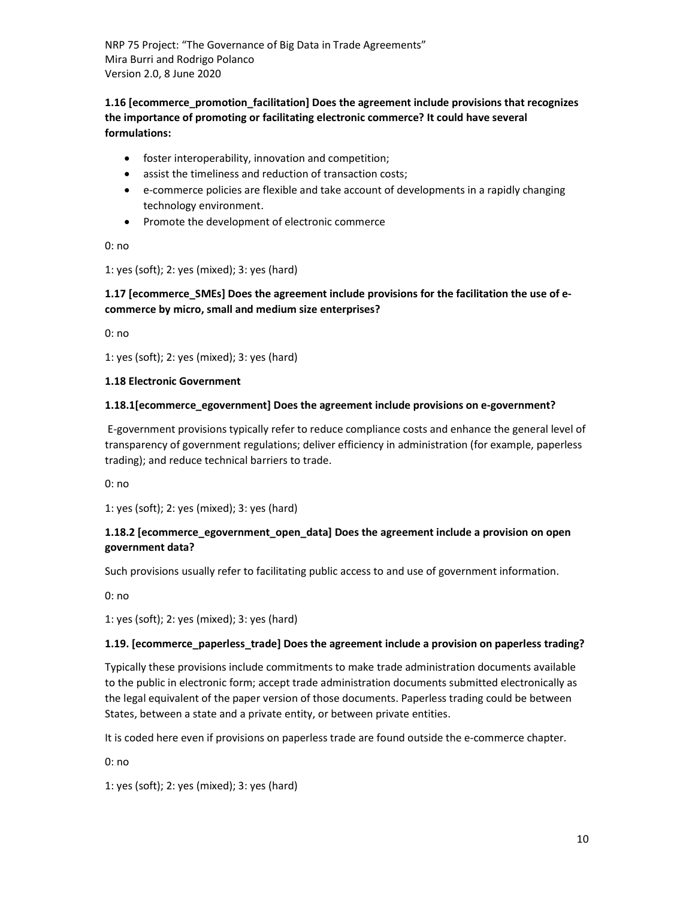**1.16 [ecommerce_promotion_facilitation] Does the agreement include provisions that recognizes the importance of promoting or facilitating electronic commerce? It could have several formulations:**

- foster interoperability, innovation and competition;
- assist the timeliness and reduction of transaction costs;
- e-commerce policies are flexible and take account of developments in a rapidly changing technology environment.
- Promote the development of electronic commerce

0: no

1: yes (soft); 2: yes (mixed); 3: yes (hard)

**1.17 [ecommerce_SMEs] Does the agreement include provisions for the facilitation the use of e-commerce by micro, small and medium size enterprises?**

0: no

1: yes (soft); 2: yes (mixed); 3: yes (hard)

**1.18 Electronic Government**

**1.18.1[ecommerce_egovernment] Does the agreement include provisions on e-government?**

E-government provisions typically refer to reduce compliance costs and enhance the general level of transparency of government regulations; deliver efficiency in administration (for example, paperless trading); and reduce technical barriers to trade.

0: no

1: yes (soft); 2: yes (mixed); 3: yes (hard)

**1.18.2 [ecommerce_egovernment_open_data] Does the agreement include a provision on open government data?**

Such provisions usually refer to facilitating public access to and use of government information.

0: no

1: yes (soft); 2: yes (mixed); 3: yes (hard)

**1.19. [ecommerce_paperless_trade] Does the agreement include a provision on paperless trading?**

Typically these provisions include commitments to make trade administration documents available to the public in electronic form; accept trade administration documents submitted electronically as the legal equivalent of the paper version of those documents. Paperless trading could be between States, between a state and a private entity, or between private entities.

It is coded here even if provisions on paperless trade are found outside the e-commerce chapter.

0: no

1: yes (soft); 2: yes (mixed); 3: yes (hard)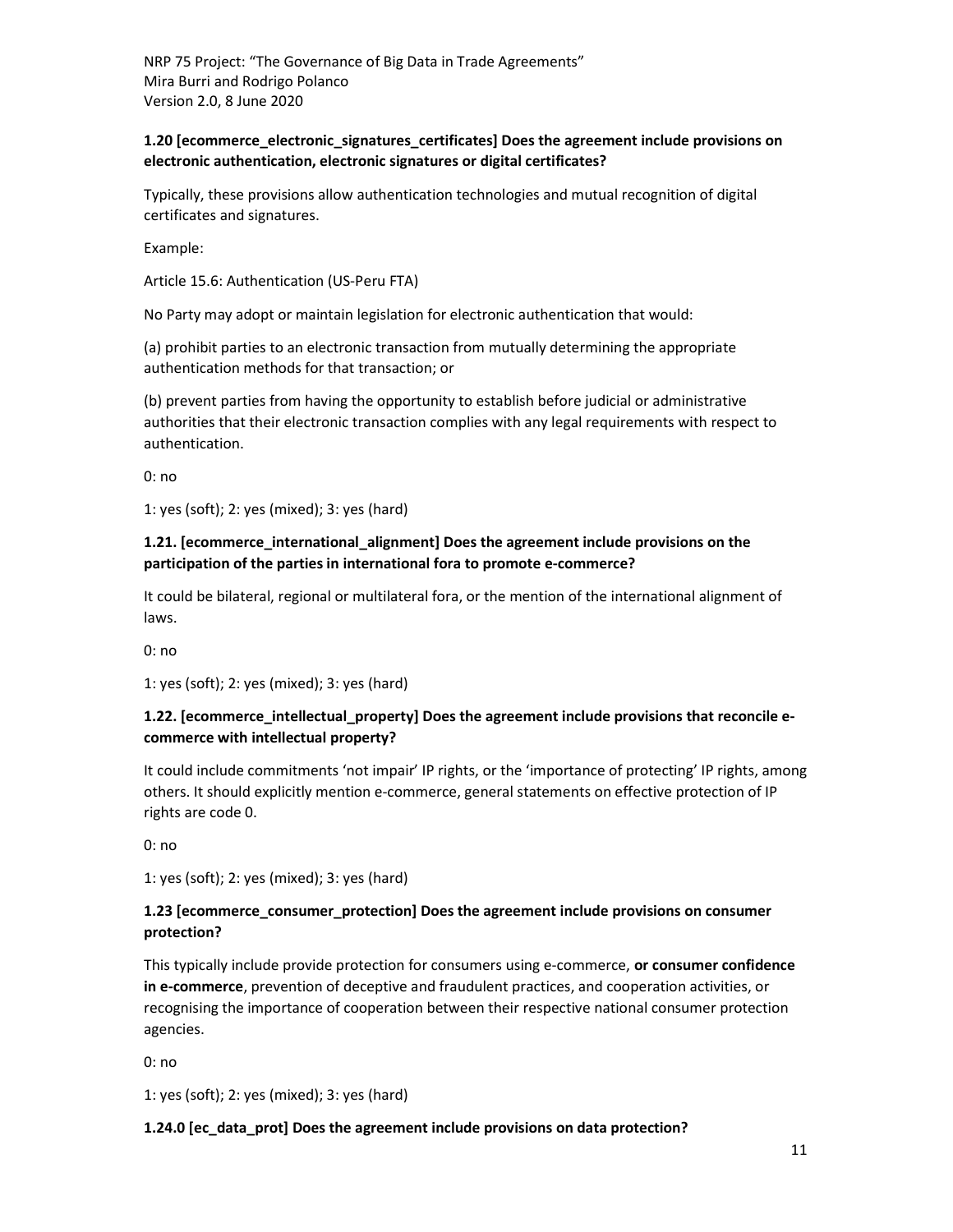**1.20 [ecommerce_electronic_signatures_certificates] Does the agreement include provisions on electronic authentication, electronic signatures or digital certificates?**

Typically, these provisions allow authentication technologies and mutual recognition of digital certificates and signatures.

Example:

Article 15.6: Authentication (US-Peru FTA)

No Party may adopt or maintain legislation for electronic authentication that would:

(a) prohibit parties to an electronic transaction from mutually determining the appropriate authentication methods for that transaction; or

(b) prevent parties from having the opportunity to establish before judicial or administrative authorities that their electronic transaction complies with any legal requirements with respect to authentication.

0: no

1: yes (soft); 2: yes (mixed); 3: yes (hard)

**1.21. [ecommerce_international_alignment] Does the agreement include provisions on the participation of the parties in international fora to promote e-commerce?**

It could be bilateral, regional or multilateral fora, or the mention of the international alignment of laws.

0: no

1: yes (soft); 2: yes (mixed); 3: yes (hard)

**1.22. [ecommerce_intellectual_property] Does the agreement include provisions that reconcile e-commerce with intellectual property?**

It could include commitments 'not impair' IP rights, or the 'importance of protecting' IP rights, among others. It should explicitly mention e-commerce, general statements on effective protection of IP rights are code 0.

0: no

1: yes (soft); 2: yes (mixed); 3: yes (hard)

**1.23 [ecommerce_consumer_protection] Does the agreement include provisions on consumer protection?**

This typically include provide protection for consumers using e-commerce, **or consumer confidence in e-commerce**, prevention of deceptive and fraudulent practices, and cooperation activities, or recognising the importance of cooperation between their respective national consumer protection agencies.

0: no

1: yes (soft); 2: yes (mixed); 3: yes (hard)

**1.24.0 [ec_data_prot] Does the agreement include provisions on data protection?**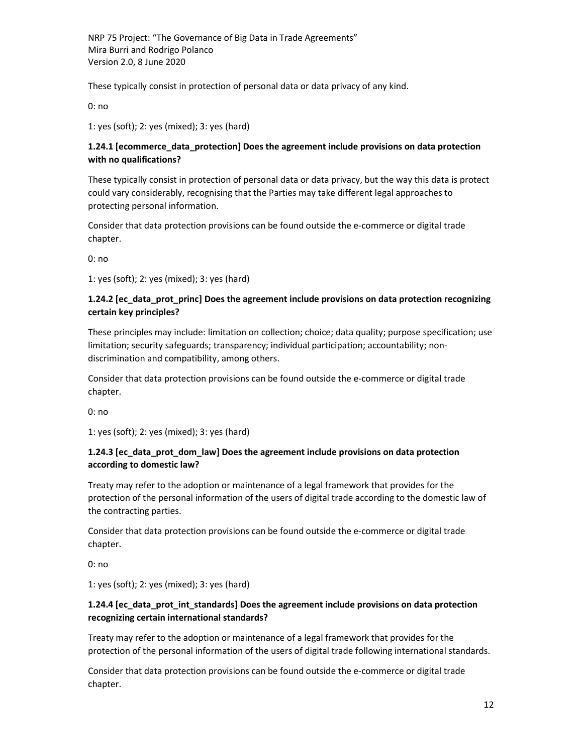These typically consist in protection of personal data or data privacy of any kind.

0: no

1: yes (soft); 2: yes (mixed); 3: yes (hard)

### 1.24.1 [ecommerce_data_protection] Does the agreement include provisions on data protection with no qualifications?

These typically consist in protection of personal data or data privacy, but the way this data is protect could vary considerably, recognising that the Parties may take different legal approaches to protecting personal information.

Consider that data protection provisions can be found outside the e-commerce or digital trade chapter.

0: no

1: yes (soft); 2: yes (mixed); 3: yes (hard)

### 1.24.2 [ec_data_prot_princ] Does the agreement include provisions on data protection recognizing certain key principles?

These principles may include: limitation on collection; choice; data quality; purpose specification; use limitation; security safeguards; transparency; individual participation; accountability; non-discrimination and compatibility, among others.

Consider that data protection provisions can be found outside the e-commerce or digital trade chapter.

0: no

1: yes (soft); 2: yes (mixed); 3: yes (hard)

### 1.24.3 [ec_data_prot_dom_law] Does the agreement include provisions on data protection according to domestic law?

Treaty may refer to the adoption or maintenance of a legal framework that provides for the protection of the personal information of the users of digital trade according to the domestic law of the contracting parties.

Consider that data protection provisions can be found outside the e-commerce or digital trade chapter.

0: no

1: yes (soft); 2: yes (mixed); 3: yes (hard)

### 1.24.4 [ec_data_prot_int_standards] Does the agreement include provisions on data protection recognizing certain international standards?

Treaty may refer to the adoption or maintenance of a legal framework that provides for the protection of the personal information of the users of digital trade following international standards.

Consider that data protection provisions can be found outside the e-commerce or digital trade chapter.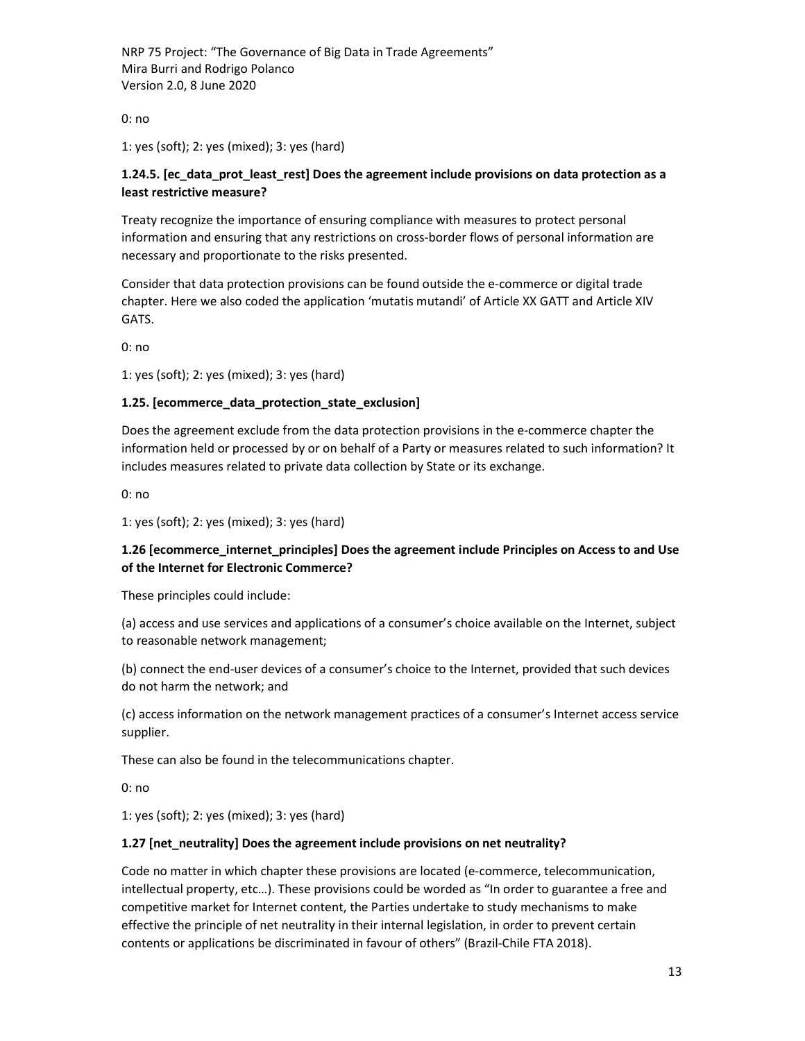0: no

1: yes (soft); 2: yes (mixed); 3: yes (hard)

**1.24.5. [ec_data_prot_least_rest] Does the agreement include provisions on data protection as a least restrictive measure?**

Treaty recognize the importance of ensuring compliance with measures to protect personal information and ensuring that any restrictions on cross-border flows of personal information are necessary and proportionate to the risks presented.

Consider that data protection provisions can be found outside the e-commerce or digital trade chapter. Here we also coded the application 'mutatis mutandi' of Article XX GATT and Article XIV GATS.

0: no

1: yes (soft); 2: yes (mixed); 3: yes (hard)

**1.25. [ecommerce_data_protection_state_exclusion]**

Does the agreement exclude from the data protection provisions in the e-commerce chapter the information held or processed by or on behalf of a Party or measures related to such information? It includes measures related to private data collection by State or its exchange.

0: no

1: yes (soft); 2: yes (mixed); 3: yes (hard)

**1.26 [ecommerce_internet_principles] Does the agreement include Principles on Access to and Use of the Internet for Electronic Commerce?**

These principles could include:

(a) access and use services and applications of a consumer's choice available on the Internet, subject to reasonable network management;

(b) connect the end-user devices of a consumer's choice to the Internet, provided that such devices do not harm the network; and

(c) access information on the network management practices of a consumer's Internet access service supplier.

These can also be found in the telecommunications chapter.

0: no

1: yes (soft); 2: yes (mixed); 3: yes (hard)

**1.27 [net_neutrality] Does the agreement include provisions on net neutrality?**

Code no matter in which chapter these provisions are located (e-commerce, telecommunication, intellectual property, etc…). These provisions could be worded as "In order to guarantee a free and competitive market for Internet content, the Parties undertake to study mechanisms to make effective the principle of net neutrality in their internal legislation, in order to prevent certain contents or applications be discriminated in favour of others" (Brazil-Chile FTA 2018).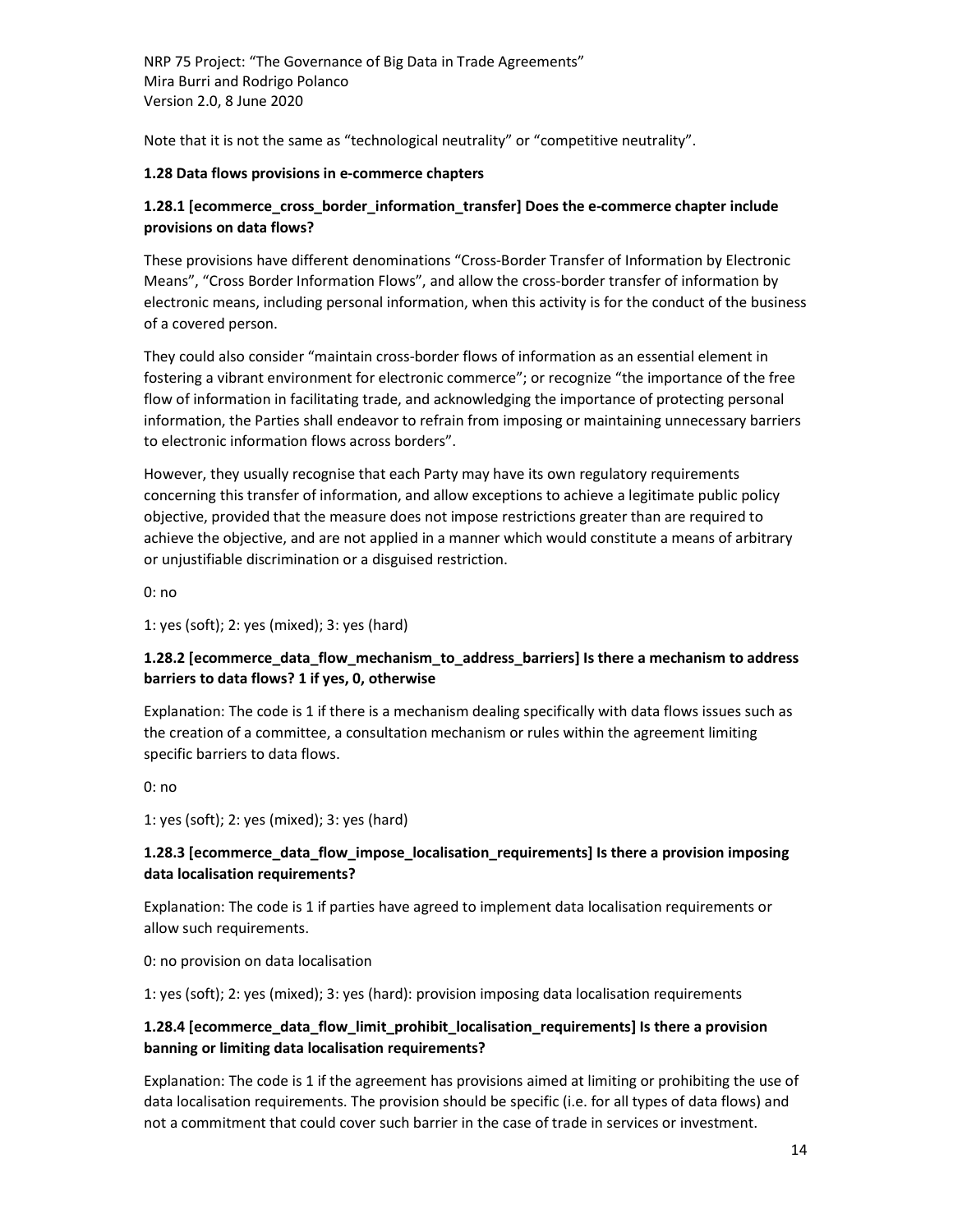Note that it is not the same as "technological neutrality" or "competitive neutrality".

### 1.28 Data flows provisions in e-commerce chapters

#### 1.28.1 [ecommerce_cross_border_information_transfer] Does the e-commerce chapter include provisions on data flows?

These provisions have different denominations "Cross-Border Transfer of Information by Electronic Means", "Cross Border Information Flows", and allow the cross-border transfer of information by electronic means, including personal information, when this activity is for the conduct of the business of a covered person.

They could also consider "maintain cross-border flows of information as an essential element in fostering a vibrant environment for electronic commerce"; or recognize "the importance of the free flow of information in facilitating trade, and acknowledging the importance of protecting personal information, the Parties shall endeavor to refrain from imposing or maintaining unnecessary barriers to electronic information flows across borders".

However, they usually recognise that each Party may have its own regulatory requirements concerning this transfer of information, and allow exceptions to achieve a legitimate public policy objective, provided that the measure does not impose restrictions greater than are required to achieve the objective, and are not applied in a manner which would constitute a means of arbitrary or unjustifiable discrimination or a disguised restriction.

0: no

1: yes (soft); 2: yes (mixed); 3: yes (hard)

#### 1.28.2 [ecommerce_data_flow_mechanism_to_address_barriers] Is there a mechanism to address barriers to data flows? 1 if yes, 0, otherwise

Explanation: The code is 1 if there is a mechanism dealing specifically with data flows issues such as the creation of a committee, a consultation mechanism or rules within the agreement limiting specific barriers to data flows.

0: no

1: yes (soft); 2: yes (mixed); 3: yes (hard)

#### 1.28.3 [ecommerce_data_flow_impose_localisation_requirements] Is there a provision imposing data localisation requirements?

Explanation: The code is 1 if parties have agreed to implement data localisation requirements or allow such requirements.

0: no provision on data localisation

1: yes (soft); 2: yes (mixed); 3: yes (hard): provision imposing data localisation requirements

#### 1.28.4 [ecommerce_data_flow_limit_prohibit_localisation_requirements] Is there a provision banning or limiting data localisation requirements?

Explanation: The code is 1 if the agreement has provisions aimed at limiting or prohibiting the use of data localisation requirements. The provision should be specific (i.e. for all types of data flows) and not a commitment that could cover such barrier in the case of trade in services or investment.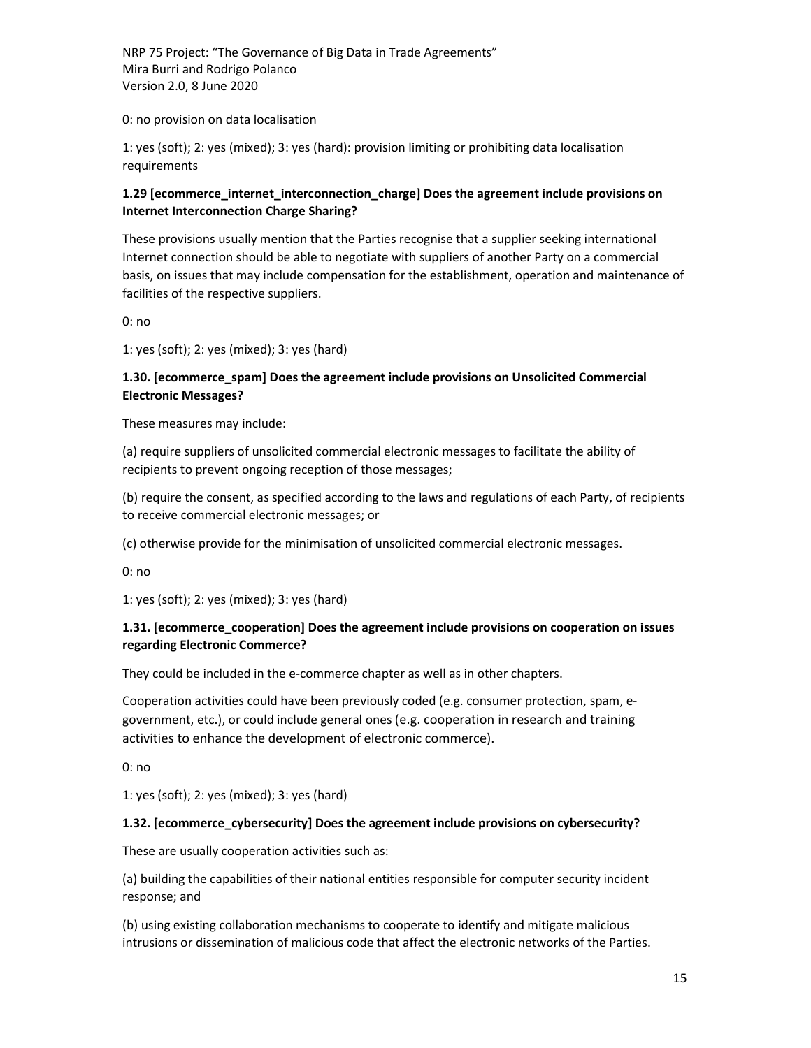0: no provision on data localisation

1: yes (soft); 2: yes (mixed); 3: yes (hard): provision limiting or prohibiting data localisation requirements

**1.29 [ecommerce_internet_interconnection_charge] Does the agreement include provisions on Internet Interconnection Charge Sharing?**

These provisions usually mention that the Parties recognise that a supplier seeking international Internet connection should be able to negotiate with suppliers of another Party on a commercial basis, on issues that may include compensation for the establishment, operation and maintenance of facilities of the respective suppliers.

0: no

1: yes (soft); 2: yes (mixed); 3: yes (hard)

**1.30. [ecommerce_spam] Does the agreement include provisions on Unsolicited Commercial Electronic Messages?**

These measures may include:

(a) require suppliers of unsolicited commercial electronic messages to facilitate the ability of recipients to prevent ongoing reception of those messages;

(b) require the consent, as specified according to the laws and regulations of each Party, of recipients to receive commercial electronic messages; or

(c) otherwise provide for the minimisation of unsolicited commercial electronic messages.

0: no

1: yes (soft); 2: yes (mixed); 3: yes (hard)

**1.31. [ecommerce_cooperation] Does the agreement include provisions on cooperation on issues regarding Electronic Commerce?**

They could be included in the e-commerce chapter as well as in other chapters.

Cooperation activities could have been previously coded (e.g. consumer protection, spam, e-government, etc.), or could include general ones (e.g. cooperation in research and training activities to enhance the development of electronic commerce).

0: no

1: yes (soft); 2: yes (mixed); 3: yes (hard)

**1.32. [ecommerce_cybersecurity] Does the agreement include provisions on cybersecurity?**

These are usually cooperation activities such as:

(a) building the capabilities of their national entities responsible for computer security incident response; and

(b) using existing collaboration mechanisms to cooperate to identify and mitigate malicious intrusions or dissemination of malicious code that affect the electronic networks of the Parties.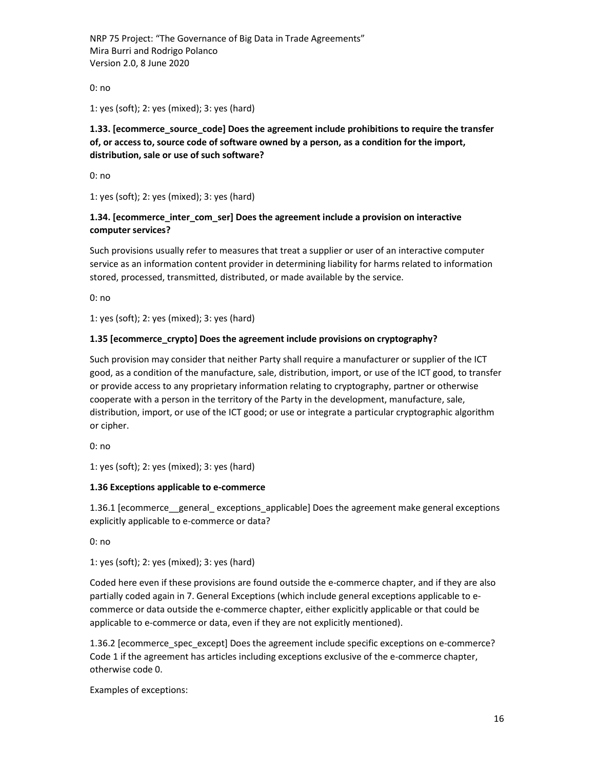0: no

1: yes (soft); 2: yes (mixed); 3: yes (hard)

**1.33. [ecommerce_source_code] Does the agreement include prohibitions to require the transfer of, or access to, source code of software owned by a person, as a condition for the import, distribution, sale or use of such software?**

0: no

1: yes (soft); 2: yes (mixed); 3: yes (hard)

**1.34. [ecommerce_inter_com_ser] Does the agreement include a provision on interactive computer services?**

Such provisions usually refer to measures that treat a supplier or user of an interactive computer service as an information content provider in determining liability for harms related to information stored, processed, transmitted, distributed, or made available by the service.

0: no

1: yes (soft); 2: yes (mixed); 3: yes (hard)

**1.35 [ecommerce_crypto] Does the agreement include provisions on cryptography?**

Such provision may consider that neither Party shall require a manufacturer or supplier of the ICT good, as a condition of the manufacture, sale, distribution, import, or use of the ICT good, to transfer or provide access to any proprietary information relating to cryptography, partner or otherwise cooperate with a person in the territory of the Party in the development, manufacture, sale, distribution, import, or use of the ICT good; or use or integrate a particular cryptographic algorithm or cipher.

0: no

1: yes (soft); 2: yes (mixed); 3: yes (hard)

**1.36 Exceptions applicable to e-commerce**

1.36.1 [ecommerce__general_ exceptions_applicable] Does the agreement make general exceptions explicitly applicable to e-commerce or data?

0: no

1: yes (soft); 2: yes (mixed); 3: yes (hard)

Coded here even if these provisions are found outside the e-commerce chapter, and if they are also partially coded again in 7. General Exceptions (which include general exceptions applicable to e-commerce or data outside the e-commerce chapter, either explicitly applicable or that could be applicable to e-commerce or data, even if they are not explicitly mentioned).

1.36.2 [ecommerce_spec_except] Does the agreement include specific exceptions on e-commerce? Code 1 if the agreement has articles including exceptions exclusive of the e-commerce chapter, otherwise code 0.

Examples of exceptions: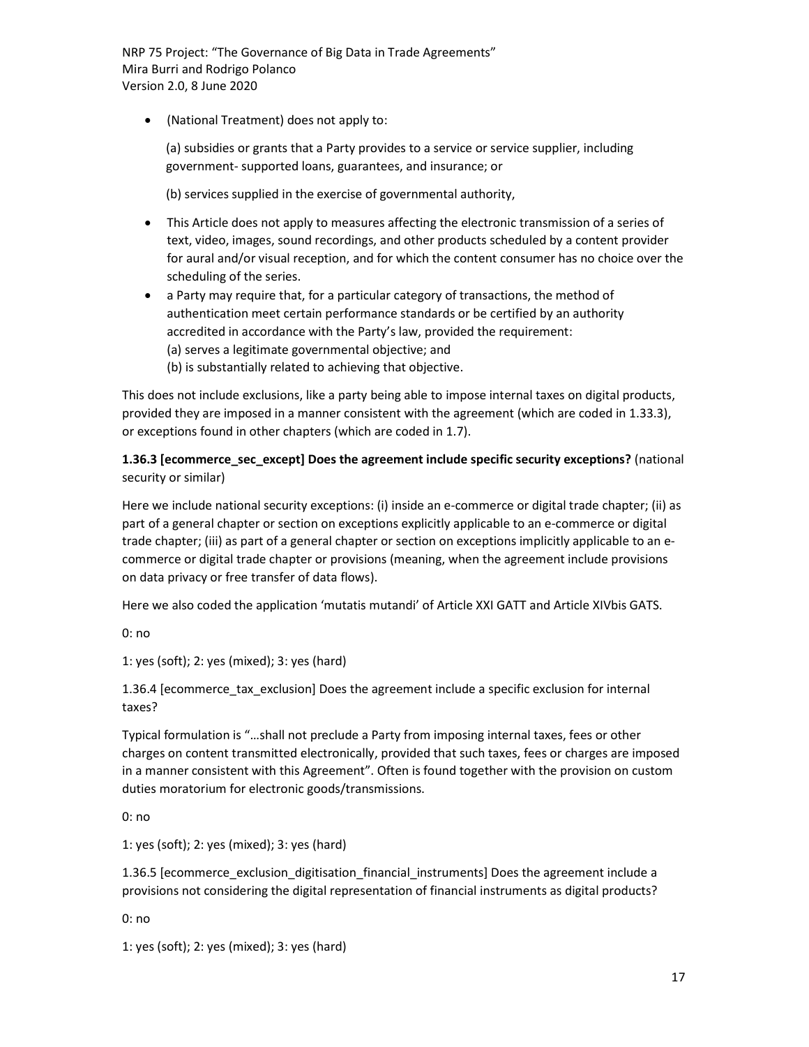- (National Treatment) does not apply to:

  (a) subsidies or grants that a Party provides to a service or service supplier, including government- supported loans, guarantees, and insurance; or

  (b) services supplied in the exercise of governmental authority,

- This Article does not apply to measures affecting the electronic transmission of a series of text, video, images, sound recordings, and other products scheduled by a content provider for aural and/or visual reception, and for which the content consumer has no choice over the scheduling of the series.
- a Party may require that, for a particular category of transactions, the method of authentication meet certain performance standards or be certified by an authority accredited in accordance with the Party's law, provided the requirement:
  (a) serves a legitimate governmental objective; and
  (b) is substantially related to achieving that objective.

This does not include exclusions, like a party being able to impose internal taxes on digital products, provided they are imposed in a manner consistent with the agreement (which are coded in 1.33.3), or exceptions found in other chapters (which are coded in 1.7).

**1.36.3 [ecommerce_sec_except] Does the agreement include specific security exceptions?** (national security or similar)

Here we include national security exceptions: (i) inside an e-commerce or digital trade chapter; (ii) as part of a general chapter or section on exceptions explicitly applicable to an e-commerce or digital trade chapter; (iii) as part of a general chapter or section on exceptions implicitly applicable to an e-commerce or digital trade chapter or provisions (meaning, when the agreement include provisions on data privacy or free transfer of data flows).

Here we also coded the application 'mutatis mutandi' of Article XXI GATT and Article XIVbis GATS.

0: no

1: yes (soft); 2: yes (mixed); 3: yes (hard)

1.36.4 [ecommerce_tax_exclusion] Does the agreement include a specific exclusion for internal taxes?

Typical formulation is "…shall not preclude a Party from imposing internal taxes, fees or other charges on content transmitted electronically, provided that such taxes, fees or charges are imposed in a manner consistent with this Agreement". Often is found together with the provision on custom duties moratorium for electronic goods/transmissions.

0: no

1: yes (soft); 2: yes (mixed); 3: yes (hard)

1.36.5 [ecommerce_exclusion_digitisation_financial_instruments] Does the agreement include a provisions not considering the digital representation of financial instruments as digital products?

0: no

1: yes (soft); 2: yes (mixed); 3: yes (hard)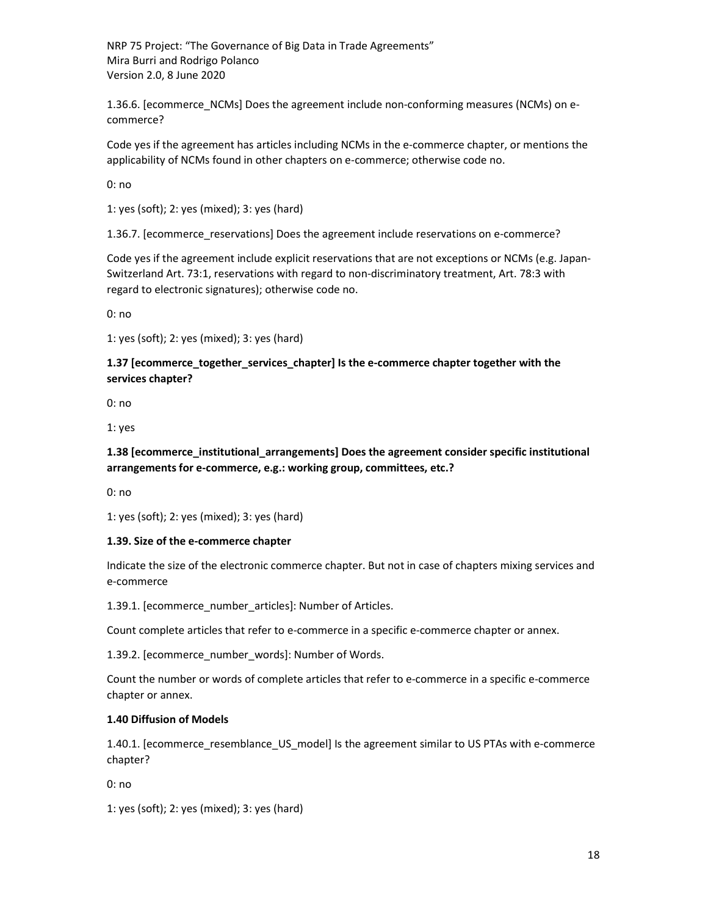1.36.6. [ecommerce_NCMs] Does the agreement include non-conforming measures (NCMs) on e-commerce?

Code yes if the agreement has articles including NCMs in the e-commerce chapter, or mentions the applicability of NCMs found in other chapters on e-commerce; otherwise code no.

0: no

1: yes (soft); 2: yes (mixed); 3: yes (hard)

1.36.7. [ecommerce_reservations] Does the agreement include reservations on e-commerce?

Code yes if the agreement include explicit reservations that are not exceptions or NCMs (e.g. Japan-Switzerland Art. 73:1, reservations with regard to non-discriminatory treatment, Art. 78:3 with regard to electronic signatures); otherwise code no.

0: no

1: yes (soft); 2: yes (mixed); 3: yes (hard)

**1.37 [ecommerce_together_services_chapter] Is the e-commerce chapter together with the services chapter?**

0: no

1: yes

**1.38 [ecommerce_institutional_arrangements] Does the agreement consider specific institutional arrangements for e-commerce, e.g.: working group, committees, etc.?**

0: no

1: yes (soft); 2: yes (mixed); 3: yes (hard)

**1.39. Size of the e-commerce chapter**

Indicate the size of the electronic commerce chapter. But not in case of chapters mixing services and e-commerce

1.39.1. [ecommerce_number_articles]: Number of Articles.

Count complete articles that refer to e-commerce in a specific e-commerce chapter or annex.

1.39.2. [ecommerce_number_words]: Number of Words.

Count the number or words of complete articles that refer to e-commerce in a specific e-commerce chapter or annex.

**1.40 Diffusion of Models**

1.40.1. [ecommerce_resemblance_US_model] Is the agreement similar to US PTAs with e-commerce chapter?

0: no

1: yes (soft); 2: yes (mixed); 3: yes (hard)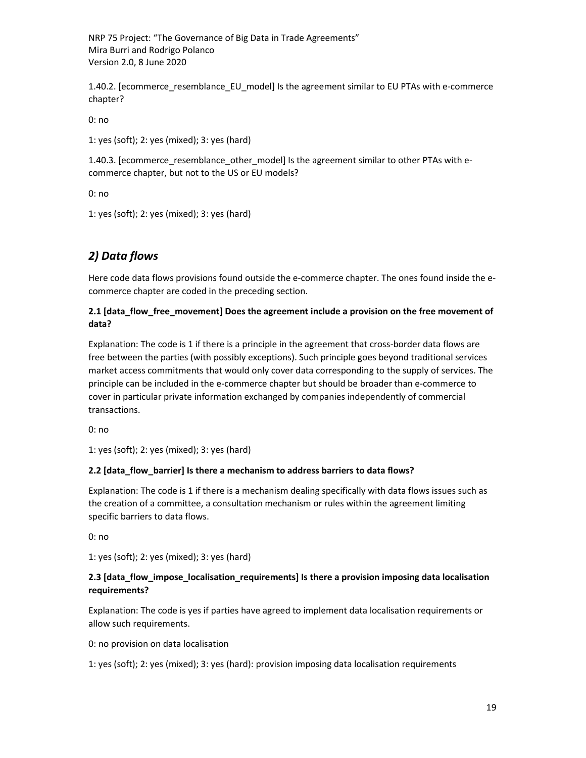1.40.2. [ecommerce_resemblance_EU_model] Is the agreement similar to EU PTAs with e-commerce chapter?

0: no

1: yes (soft); 2: yes (mixed); 3: yes (hard)

1.40.3. [ecommerce_resemblance_other_model] Is the agreement similar to other PTAs with e-commerce chapter, but not to the US or EU models?

0: no

1: yes (soft); 2: yes (mixed); 3: yes (hard)

## *2) Data flows*

Here code data flows provisions found outside the e-commerce chapter. The ones found inside the e-commerce chapter are coded in the preceding section.

### 2.1 [data_flow_free_movement] Does the agreement include a provision on the free movement of data?

Explanation: The code is 1 if there is a principle in the agreement that cross-border data flows are free between the parties (with possibly exceptions). Such principle goes beyond traditional services market access commitments that would only cover data corresponding to the supply of services. The principle can be included in the e-commerce chapter but should be broader than e-commerce to cover in particular private information exchanged by companies independently of commercial transactions.

0: no

1: yes (soft); 2: yes (mixed); 3: yes (hard)

### 2.2 [data_flow_barrier] Is there a mechanism to address barriers to data flows?

Explanation: The code is 1 if there is a mechanism dealing specifically with data flows issues such as the creation of a committee, a consultation mechanism or rules within the agreement limiting specific barriers to data flows.

0: no

1: yes (soft); 2: yes (mixed); 3: yes (hard)

### 2.3 [data_flow_impose_localisation_requirements] Is there a provision imposing data localisation requirements?

Explanation: The code is yes if parties have agreed to implement data localisation requirements or allow such requirements.

0: no provision on data localisation

1: yes (soft); 2: yes (mixed); 3: yes (hard): provision imposing data localisation requirements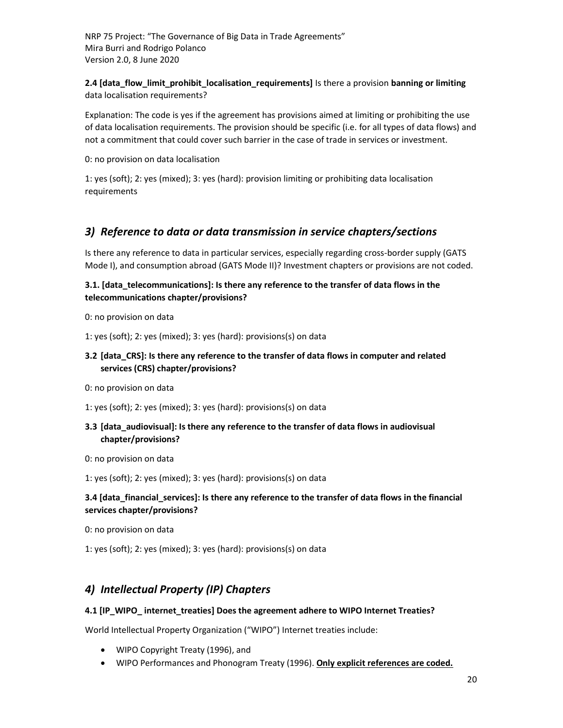**2.4 [data_flow_limit_prohibit_localisation_requirements]** Is there a provision **banning or limiting** data localisation requirements?

Explanation: The code is yes if the agreement has provisions aimed at limiting or prohibiting the use of data localisation requirements. The provision should be specific (i.e. for all types of data flows) and not a commitment that could cover such barrier in the case of trade in services or investment.

0: no provision on data localisation

1: yes (soft); 2: yes (mixed); 3: yes (hard): provision limiting or prohibiting data localisation requirements

## *3) Reference to data or data transmission in service chapters/sections*

Is there any reference to data in particular services, especially regarding cross-border supply (GATS Mode I), and consumption abroad (GATS Mode II)? Investment chapters or provisions are not coded.

### 3.1. [data_telecommunications]: Is there any reference to the transfer of data flows in the telecommunications chapter/provisions?

0: no provision on data

1: yes (soft); 2: yes (mixed); 3: yes (hard): provisions(s) on data

### 3.2 [data_CRS]: Is there any reference to the transfer of data flows in computer and related services (CRS) chapter/provisions?

0: no provision on data

1: yes (soft); 2: yes (mixed); 3: yes (hard): provisions(s) on data

### 3.3 [data_audiovisual]: Is there any reference to the transfer of data flows in audiovisual chapter/provisions?

0: no provision on data

1: yes (soft); 2: yes (mixed); 3: yes (hard): provisions(s) on data

### 3.4 [data_financial_services]: Is there any reference to the transfer of data flows in the financial services chapter/provisions?

0: no provision on data

1: yes (soft); 2: yes (mixed); 3: yes (hard): provisions(s) on data

## *4) Intellectual Property (IP) Chapters*

### 4.1 [IP_WIPO_ internet_treaties] Does the agreement adhere to WIPO Internet Treaties?

World Intellectual Property Organization ("WIPO") Internet treaties include:

- WIPO Copyright Treaty (1996), and
- WIPO Performances and Phonogram Treaty (1996). **Only explicit references are coded.**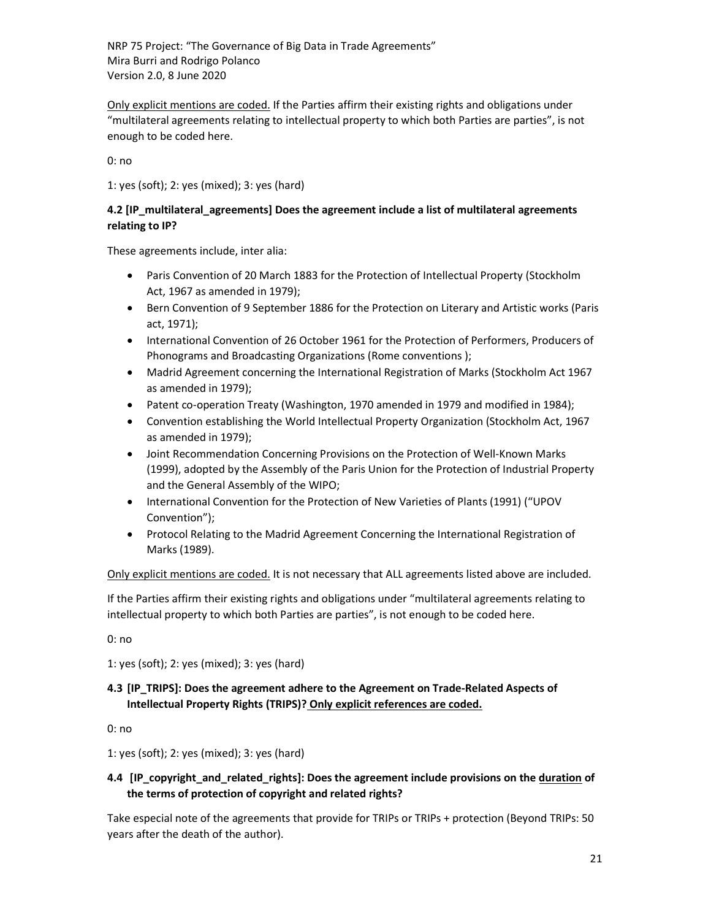<u>Only explicit mentions are coded.</u> If the Parties affirm their existing rights and obligations under "multilateral agreements relating to intellectual property to which both Parties are parties", is not enough to be coded here.

0: no

1: yes (soft); 2: yes (mixed); 3: yes (hard)

### 4.2 [IP_multilateral_agreements] Does the agreement include a list of multilateral agreements relating to IP?

These agreements include, inter alia:

- Paris Convention of 20 March 1883 for the Protection of Intellectual Property (Stockholm Act, 1967 as amended in 1979);
- Bern Convention of 9 September 1886 for the Protection on Literary and Artistic works (Paris act, 1971);
- International Convention of 26 October 1961 for the Protection of Performers, Producers of Phonograms and Broadcasting Organizations (Rome conventions );
- Madrid Agreement concerning the International Registration of Marks (Stockholm Act 1967 as amended in 1979);
- Patent co-operation Treaty (Washington, 1970 amended in 1979 and modified in 1984);
- Convention establishing the World Intellectual Property Organization (Stockholm Act, 1967 as amended in 1979);
- Joint Recommendation Concerning Provisions on the Protection of Well-Known Marks (1999), adopted by the Assembly of the Paris Union for the Protection of Industrial Property and the General Assembly of the WIPO;
- International Convention for the Protection of New Varieties of Plants (1991) ("UPOV Convention");
- Protocol Relating to the Madrid Agreement Concerning the International Registration of Marks (1989).

<u>Only explicit mentions are coded.</u> It is not necessary that ALL agreements listed above are included.

If the Parties affirm their existing rights and obligations under "multilateral agreements relating to intellectual property to which both Parties are parties", is not enough to be coded here.

0: no

1: yes (soft); 2: yes (mixed); 3: yes (hard)

### 4.3 [IP_TRIPS]: Does the agreement adhere to the Agreement on Trade-Related Aspects of Intellectual Property Rights (TRIPS)? <u>Only explicit references are coded.</u>

0: no

1: yes (soft); 2: yes (mixed); 3: yes (hard)

### 4.4 [IP_copyright_and_related_rights]: Does the agreement include provisions on the <u>duration</u> of the terms of protection of copyright and related rights?

Take especial note of the agreements that provide for TRIPs or TRIPs + protection (Beyond TRIPs: 50 years after the death of the author).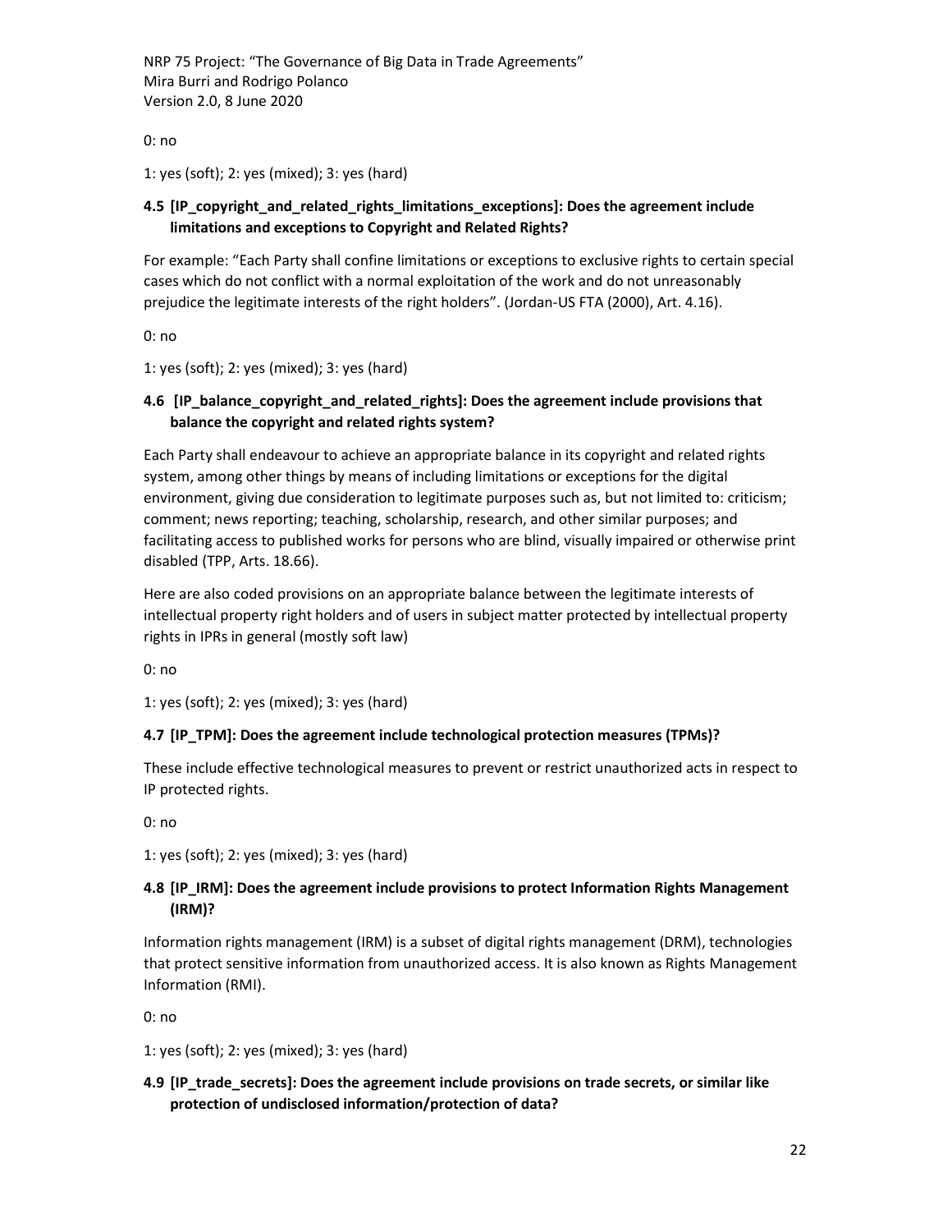0: no

1: yes (soft); 2: yes (mixed); 3: yes (hard)

### 4.5 [IP_copyright_and_related_rights_limitations_exceptions]: Does the agreement include limitations and exceptions to Copyright and Related Rights?

For example: "Each Party shall confine limitations or exceptions to exclusive rights to certain special cases which do not conflict with a normal exploitation of the work and do not unreasonably prejudice the legitimate interests of the right holders". (Jordan-US FTA (2000), Art. 4.16).

0: no

1: yes (soft); 2: yes (mixed); 3: yes (hard)

### 4.6 [IP_balance_copyright_and_related_rights]: Does the agreement include provisions that balance the copyright and related rights system?

Each Party shall endeavour to achieve an appropriate balance in its copyright and related rights system, among other things by means of including limitations or exceptions for the digital environment, giving due consideration to legitimate purposes such as, but not limited to: criticism; comment; news reporting; teaching, scholarship, research, and other similar purposes; and facilitating access to published works for persons who are blind, visually impaired or otherwise print disabled (TPP, Arts. 18.66).

Here are also coded provisions on an appropriate balance between the legitimate interests of intellectual property right holders and of users in subject matter protected by intellectual property rights in IPRs in general (mostly soft law)

0: no

1: yes (soft); 2: yes (mixed); 3: yes (hard)

### 4.7 [IP_TPM]: Does the agreement include technological protection measures (TPMs)?

These include effective technological measures to prevent or restrict unauthorized acts in respect to IP protected rights.

0: no

1: yes (soft); 2: yes (mixed); 3: yes (hard)

### 4.8 [IP_IRM]: Does the agreement include provisions to protect Information Rights Management (IRM)?

Information rights management (IRM) is a subset of digital rights management (DRM), technologies that protect sensitive information from unauthorized access. It is also known as Rights Management Information (RMI).

0: no

1: yes (soft); 2: yes (mixed); 3: yes (hard)

### 4.9 [IP_trade_secrets]: Does the agreement include provisions on trade secrets, or similar like protection of undisclosed information/protection of data?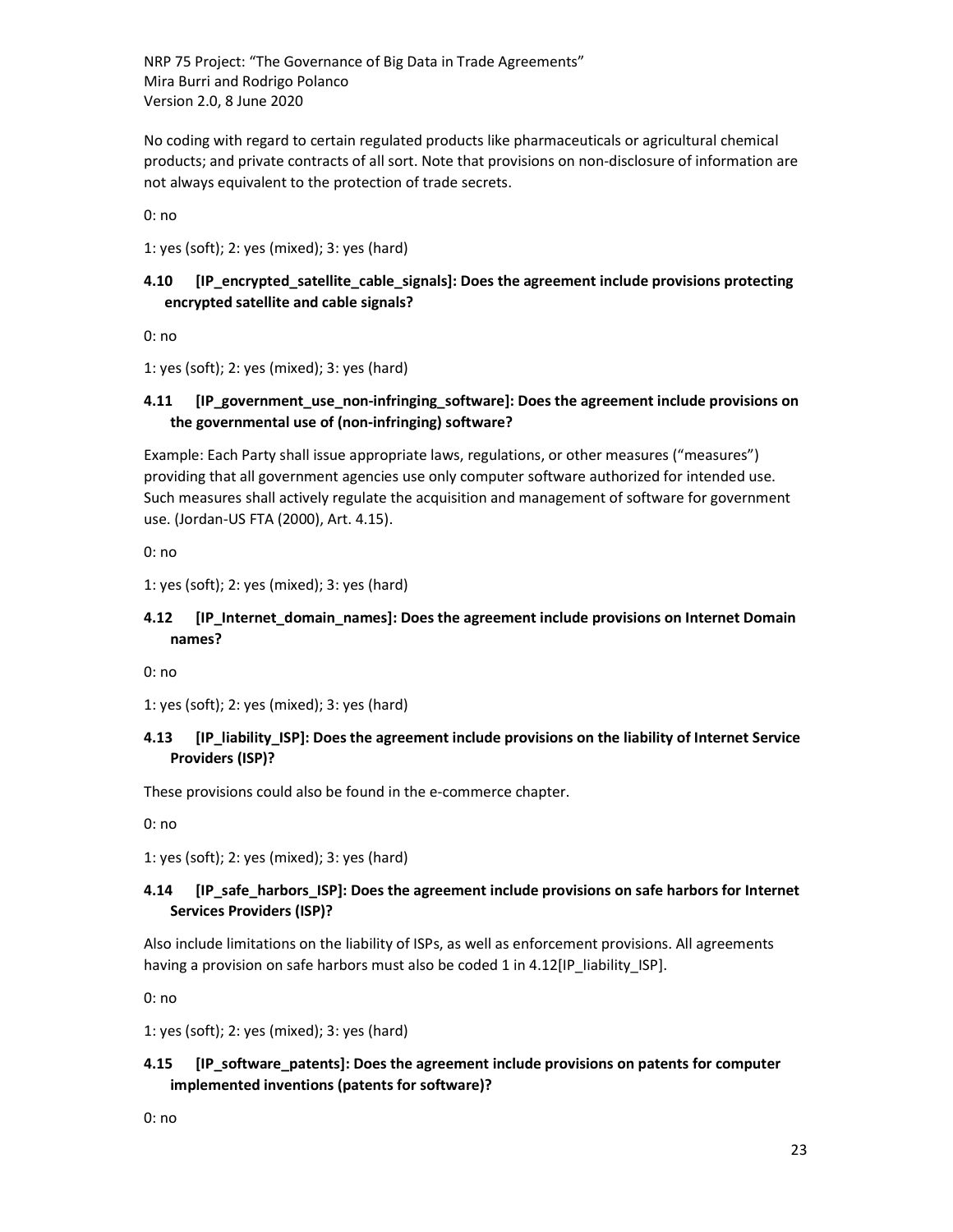No coding with regard to certain regulated products like pharmaceuticals or agricultural chemical products; and private contracts of all sort. Note that provisions on non-disclosure of information are not always equivalent to the protection of trade secrets.

0: no

1: yes (soft); 2: yes (mixed); 3: yes (hard)

### 4.10 [IP_encrypted_satellite_cable_signals]: Does the agreement include provisions protecting encrypted satellite and cable signals?

0: no

1: yes (soft); 2: yes (mixed); 3: yes (hard)

### 4.11 [IP_government_use_non-infringing_software]: Does the agreement include provisions on the governmental use of (non-infringing) software?

Example: Each Party shall issue appropriate laws, regulations, or other measures ("measures") providing that all government agencies use only computer software authorized for intended use. Such measures shall actively regulate the acquisition and management of software for government use. (Jordan-US FTA (2000), Art. 4.15).

0: no

1: yes (soft); 2: yes (mixed); 3: yes (hard)

### 4.12 [IP_Internet_domain_names]: Does the agreement include provisions on Internet Domain names?

0: no

1: yes (soft); 2: yes (mixed); 3: yes (hard)

### 4.13 [IP_liability_ISP]: Does the agreement include provisions on the liability of Internet Service Providers (ISP)?

These provisions could also be found in the e-commerce chapter.

0: no

1: yes (soft); 2: yes (mixed); 3: yes (hard)

### 4.14 [IP_safe_harbors_ISP]: Does the agreement include provisions on safe harbors for Internet Services Providers (ISP)?

Also include limitations on the liability of ISPs, as well as enforcement provisions. All agreements having a provision on safe harbors must also be coded 1 in 4.12[IP_liability_ISP].

0: no

1: yes (soft); 2: yes (mixed); 3: yes (hard)

### 4.15 [IP_software_patents]: Does the agreement include provisions on patents for computer implemented inventions (patents for software)?

0: no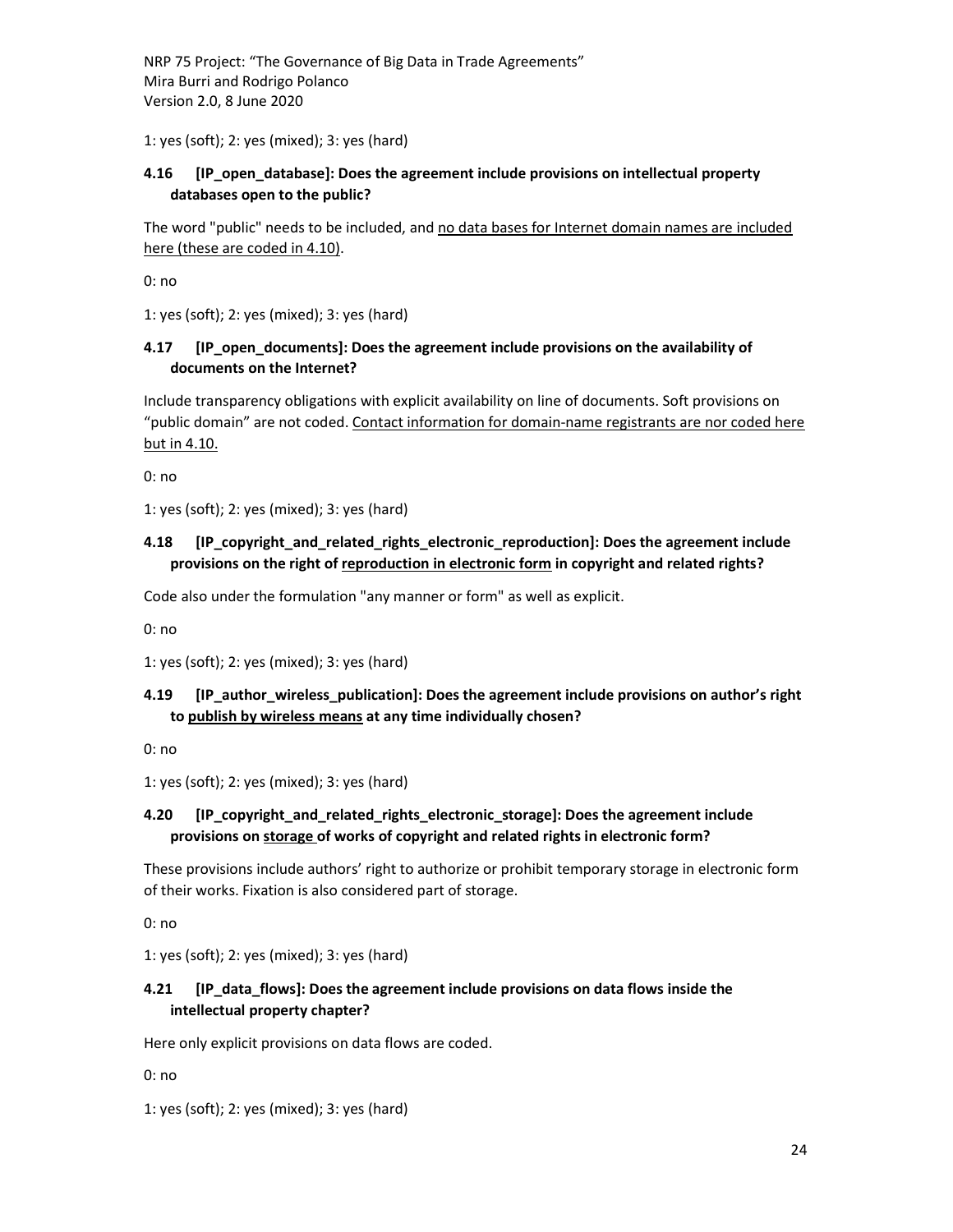1: yes (soft); 2: yes (mixed); 3: yes (hard)

### 4.16 [IP_open_database]: Does the agreement include provisions on intellectual property databases open to the public?

The word "public" needs to be included, and <u>no data bases for Internet domain names are included here (these are coded in 4.10)</u>.

0: no

1: yes (soft); 2: yes (mixed); 3: yes (hard)

### 4.17 [IP_open_documents]: Does the agreement include provisions on the availability of documents on the Internet?

Include transparency obligations with explicit availability on line of documents. Soft provisions on "public domain" are not coded. <u>Contact information for domain-name registrants are nor coded here but in 4.10.</u>

0: no

1: yes (soft); 2: yes (mixed); 3: yes (hard)

### 4.18 [IP_copyright_and_related_rights_electronic_reproduction]: Does the agreement include provisions on the right of <u>reproduction in electronic form</u> in copyright and related rights?

Code also under the formulation "any manner or form" as well as explicit.

0: no

1: yes (soft); 2: yes (mixed); 3: yes (hard)

### 4.19 [IP_author_wireless_publication]: Does the agreement include provisions on author's right to <u>publish by wireless means</u> at any time individually chosen?

0: no

1: yes (soft); 2: yes (mixed); 3: yes (hard)

### 4.20 [IP_copyright_and_related_rights_electronic_storage]: Does the agreement include provisions on <u>storage</u> of works of copyright and related rights in electronic form?

These provisions include authors' right to authorize or prohibit temporary storage in electronic form of their works. Fixation is also considered part of storage.

0: no

1: yes (soft); 2: yes (mixed); 3: yes (hard)

### 4.21 [IP_data_flows]: Does the agreement include provisions on data flows inside the intellectual property chapter?

Here only explicit provisions on data flows are coded.

0: no

1: yes (soft); 2: yes (mixed); 3: yes (hard)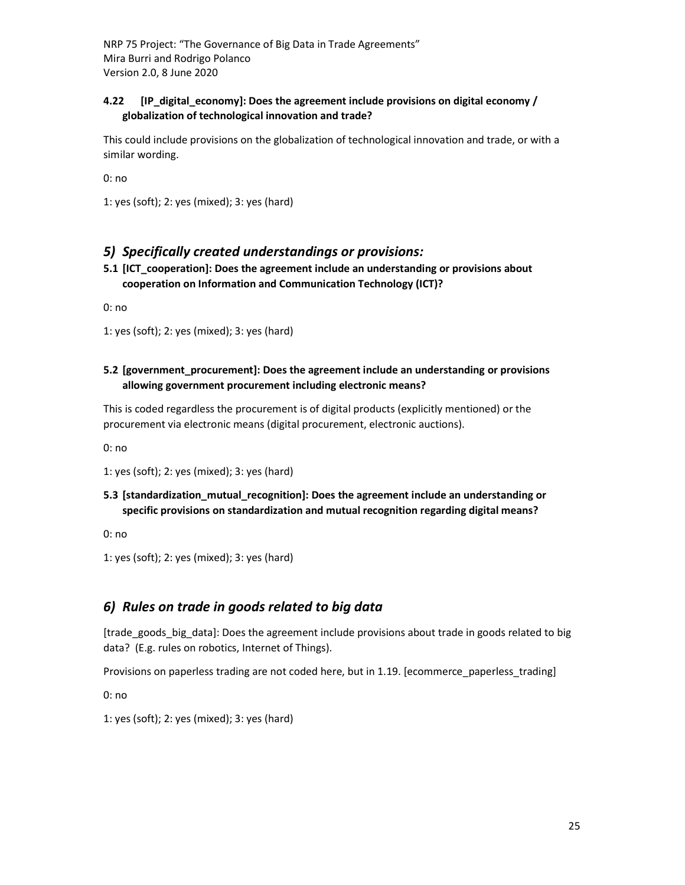#### 4.22 [IP_digital_economy]: Does the agreement include provisions on digital economy / globalization of technological innovation and trade?

This could include provisions on the globalization of technological innovation and trade, or with a similar wording.

0: no

1: yes (soft); 2: yes (mixed); 3: yes (hard)

## *5) Specifically created understandings or provisions:*

#### 5.1 [ICT_cooperation]: Does the agreement include an understanding or provisions about cooperation on Information and Communication Technology (ICT)?

0: no

1: yes (soft); 2: yes (mixed); 3: yes (hard)

#### 5.2 [government_procurement]: Does the agreement include an understanding or provisions allowing government procurement including electronic means?

This is coded regardless the procurement is of digital products (explicitly mentioned) or the procurement via electronic means (digital procurement, electronic auctions).

0: no

1: yes (soft); 2: yes (mixed); 3: yes (hard)

#### 5.3 [standardization_mutual_recognition]: Does the agreement include an understanding or specific provisions on standardization and mutual recognition regarding digital means?

0: no

1: yes (soft); 2: yes (mixed); 3: yes (hard)

## *6) Rules on trade in goods related to big data*

[trade_goods_big_data]: Does the agreement include provisions about trade in goods related to big data? (E.g. rules on robotics, Internet of Things).

Provisions on paperless trading are not coded here, but in 1.19. [ecommerce_paperless_trading]

0: no

1: yes (soft); 2: yes (mixed); 3: yes (hard)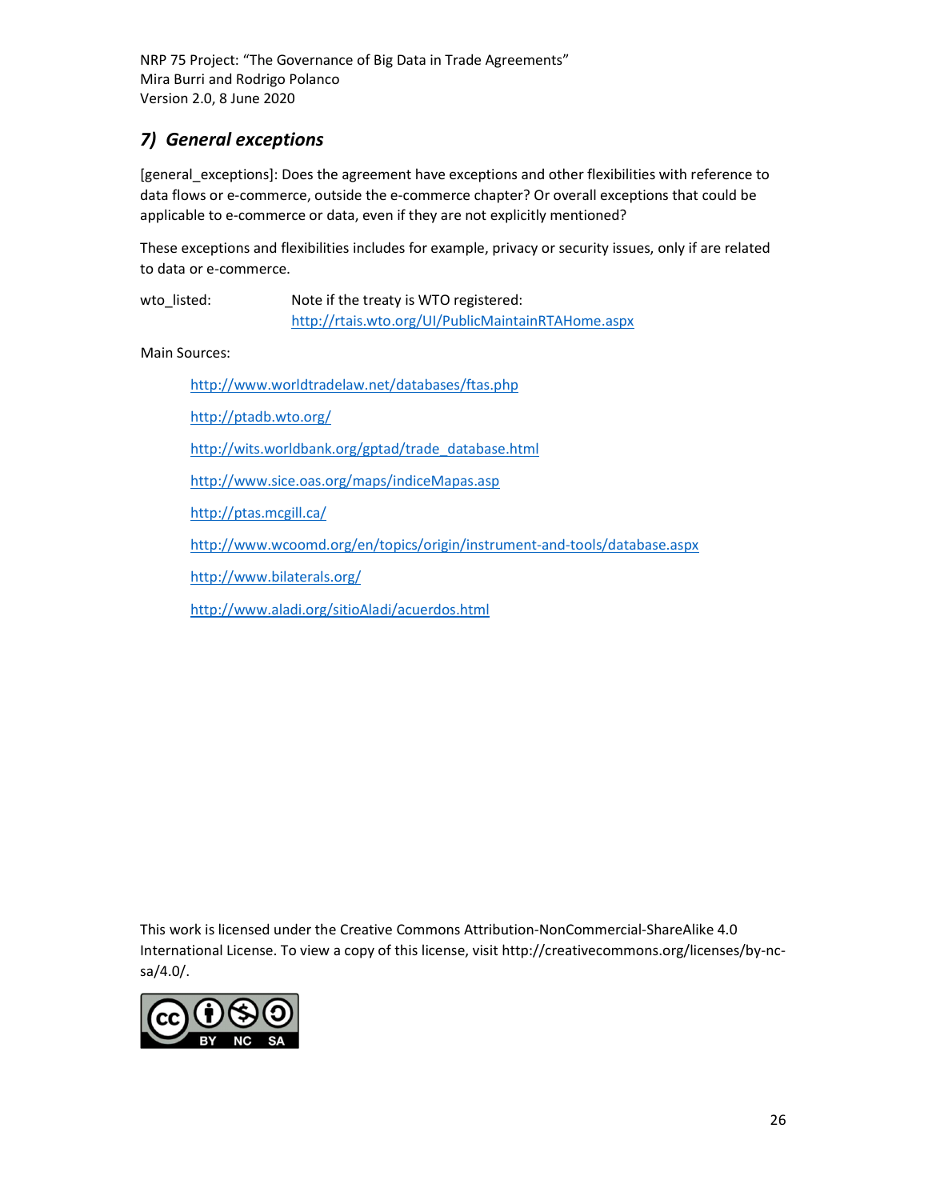## 7) *General exceptions*

[general_exceptions]: Does the agreement have exceptions and other flexibilities with reference to data flows or e-commerce, outside the e-commerce chapter? Or overall exceptions that could be applicable to e-commerce or data, even if they are not explicitly mentioned?

These exceptions and flexibilities includes for example, privacy or security issues, only if are related to data or e-commerce.

wto_listed: Note if the treaty is WTO registered: http://rtais.wto.org/UI/PublicMaintainRTAHome.aspx

Main Sources:

- http://www.worldtradelaw.net/databases/ftas.php
- http://ptadb.wto.org/
- http://wits.worldbank.org/gptad/trade_database.html
- http://www.sice.oas.org/maps/indiceMapas.asp
- http://ptas.mcgill.ca/
- http://www.wcoomd.org/en/topics/origin/instrument-and-tools/database.aspx
- http://www.bilaterals.org/
- http://www.aladi.org/sitioAladi/acuerdos.html

This work is licensed under the Creative Commons Attribution-NonCommercial-ShareAlike 4.0 International License. To view a copy of this license, visit http://creativecommons.org/licenses/by-nc-sa/4.0/.